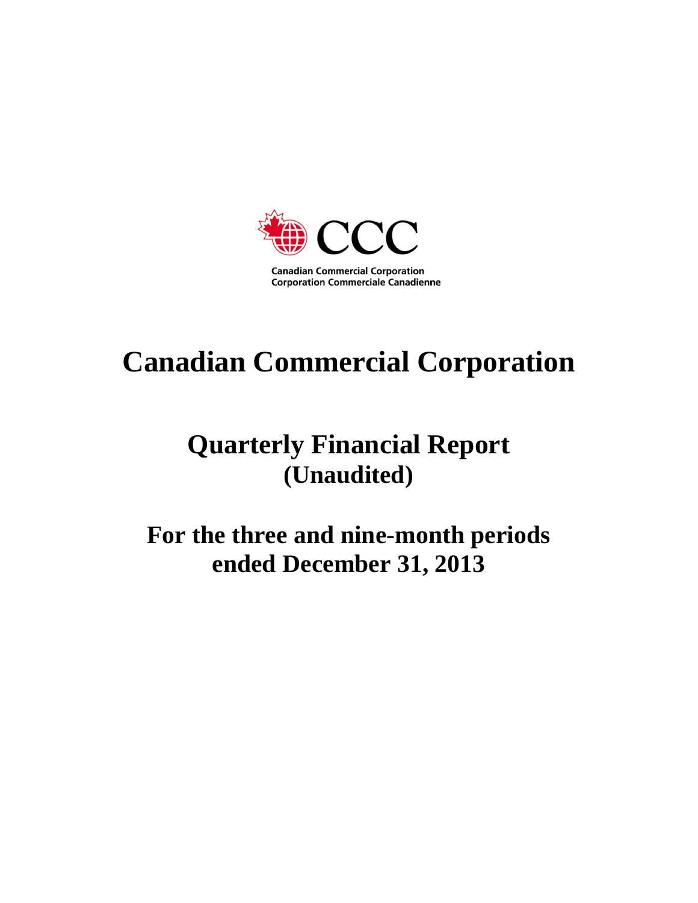CCC

Canadian Commercial Corporation
Corporation Commerciale Canadienne

# Canadian Commercial Corporation

## Quarterly Financial Report (Unaudited)

## For the three and nine-month periods ended December 31, 2013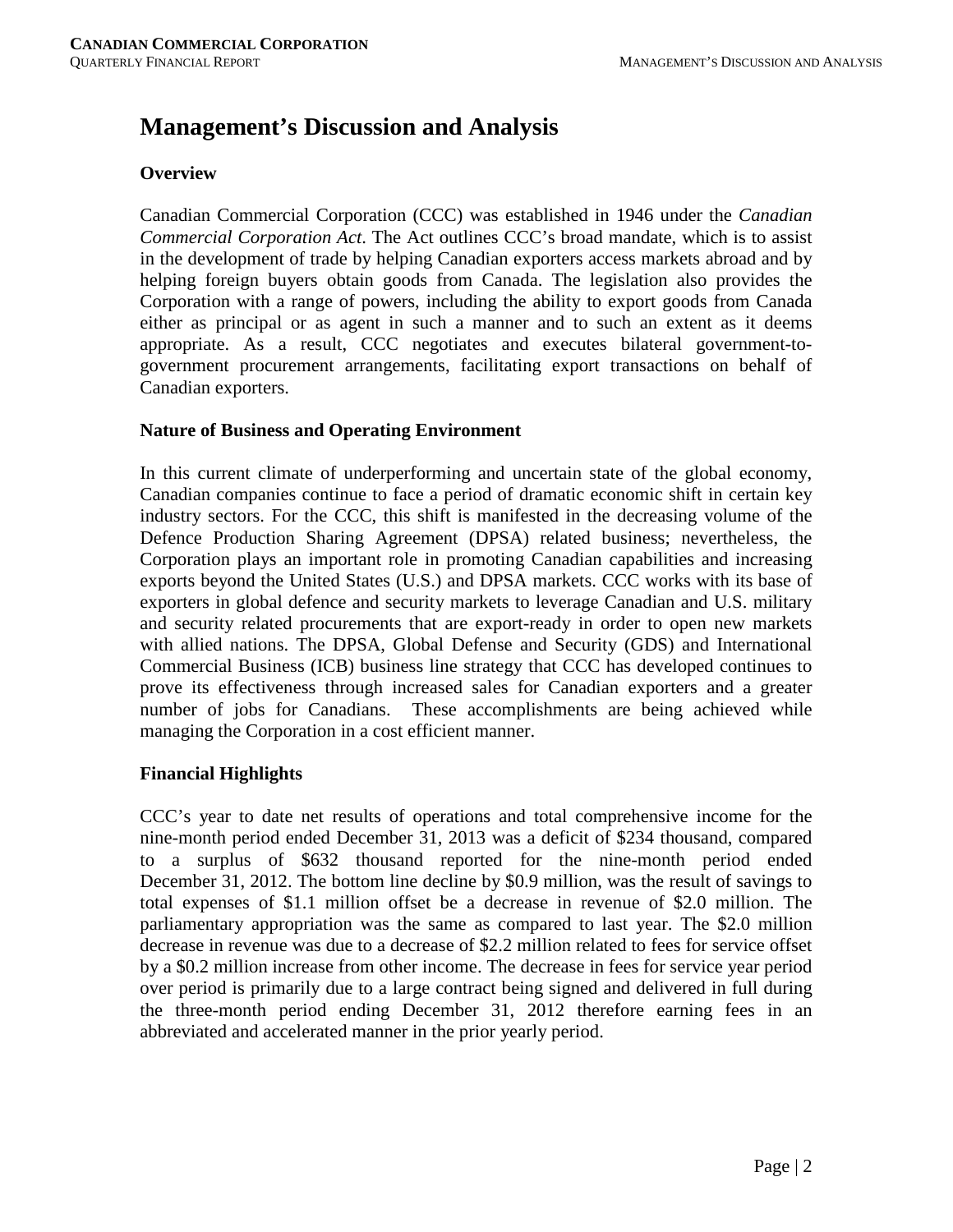# Management's Discussion and Analysis

### Overview

Canadian Commercial Corporation (CCC) was established in 1946 under the *Canadian Commercial Corporation Act*. The Act outlines CCC's broad mandate, which is to assist in the development of trade by helping Canadian exporters access markets abroad and by helping foreign buyers obtain goods from Canada. The legislation also provides the Corporation with a range of powers, including the ability to export goods from Canada either as principal or as agent in such a manner and to such an extent as it deems appropriate. As a result, CCC negotiates and executes bilateral government-to-government procurement arrangements, facilitating export transactions on behalf of Canadian exporters.

### Nature of Business and Operating Environment

In this current climate of underperforming and uncertain state of the global economy, Canadian companies continue to face a period of dramatic economic shift in certain key industry sectors. For the CCC, this shift is manifested in the decreasing volume of the Defence Production Sharing Agreement (DPSA) related business; nevertheless, the Corporation plays an important role in promoting Canadian capabilities and increasing exports beyond the United States (U.S.) and DPSA markets. CCC works with its base of exporters in global defence and security markets to leverage Canadian and U.S. military and security related procurements that are export-ready in order to open new markets with allied nations. The DPSA, Global Defense and Security (GDS) and International Commercial Business (ICB) business line strategy that CCC has developed continues to prove its effectiveness through increased sales for Canadian exporters and a greater number of jobs for Canadians. These accomplishments are being achieved while managing the Corporation in a cost efficient manner.

### Financial Highlights

CCC's year to date net results of operations and total comprehensive income for the nine-month period ended December 31, 2013 was a deficit of $234 thousand, compared to a surplus of $632 thousand reported for the nine-month period ended December 31, 2012. The bottom line decline by $0.9 million, was the result of savings to total expenses of $1.1 million offset be a decrease in revenue of $2.0 million. The parliamentary appropriation was the same as compared to last year. The $2.0 million decrease in revenue was due to a decrease of $2.2 million related to fees for service offset by a $0.2 million increase from other income. The decrease in fees for service year period over period is primarily due to a large contract being signed and delivered in full during the three-month period ending December 31, 2012 therefore earning fees in an abbreviated and accelerated manner in the prior yearly period.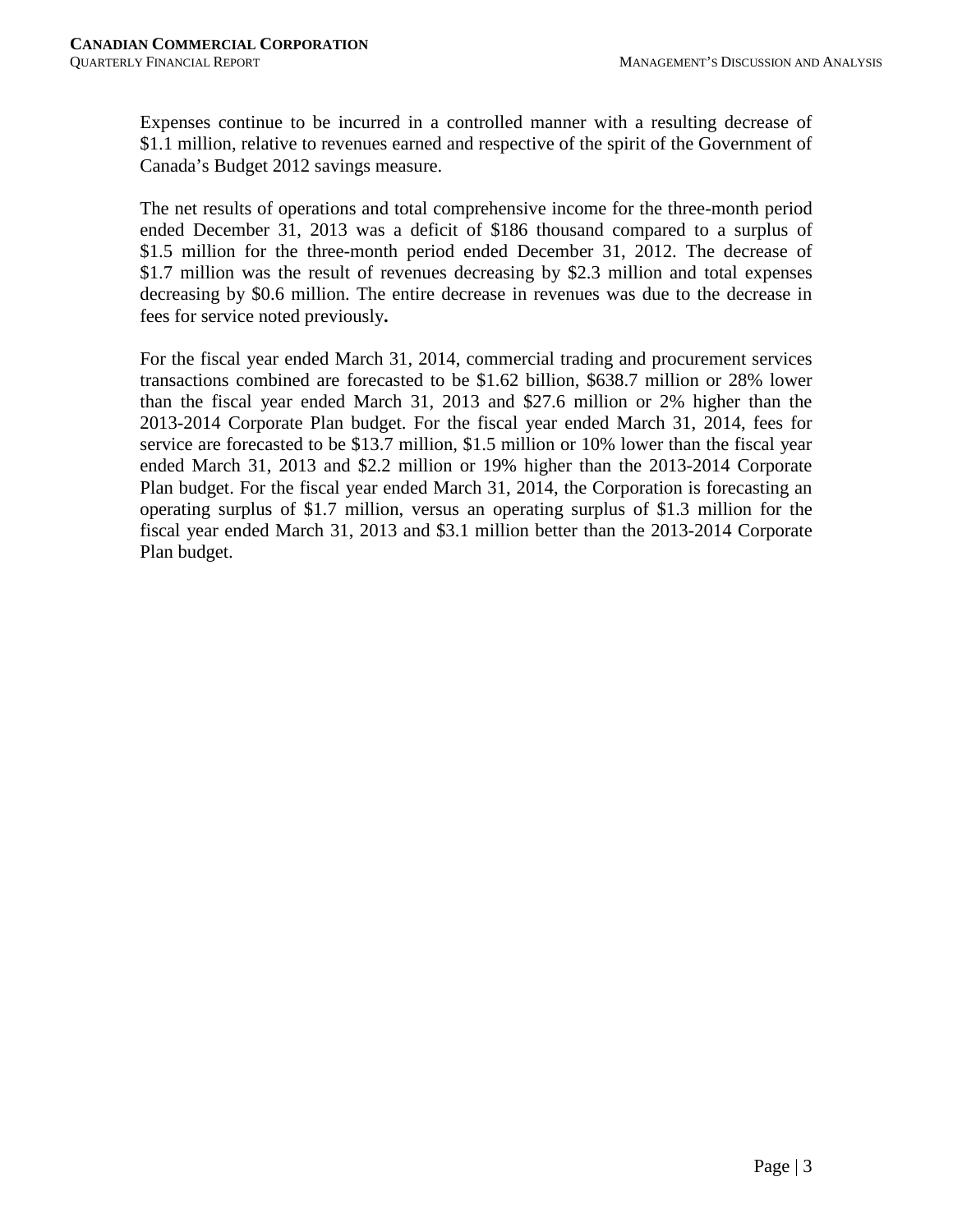Expenses continue to be incurred in a controlled manner with a resulting decrease of $1.1 million, relative to revenues earned and respective of the spirit of the Government of Canada's Budget 2012 savings measure.

The net results of operations and total comprehensive income for the three-month period ended December 31, 2013 was a deficit of $186 thousand compared to a surplus of $1.5 million for the three-month period ended December 31, 2012. The decrease of $1.7 million was the result of revenues decreasing by $2.3 million and total expenses decreasing by $0.6 million. The entire decrease in revenues was due to the decrease in fees for service noted previously.

For the fiscal year ended March 31, 2014, commercial trading and procurement services transactions combined are forecasted to be $1.62 billion, $638.7 million or 28% lower than the fiscal year ended March 31, 2013 and $27.6 million or 2% higher than the 2013-2014 Corporate Plan budget. For the fiscal year ended March 31, 2014, fees for service are forecasted to be $13.7 million, $1.5 million or 10% lower than the fiscal year ended March 31, 2013 and $2.2 million or 19% higher than the 2013-2014 Corporate Plan budget. For the fiscal year ended March 31, 2014, the Corporation is forecasting an operating surplus of $1.7 million, versus an operating surplus of $1.3 million for the fiscal year ended March 31, 2013 and $3.1 million better than the 2013-2014 Corporate Plan budget.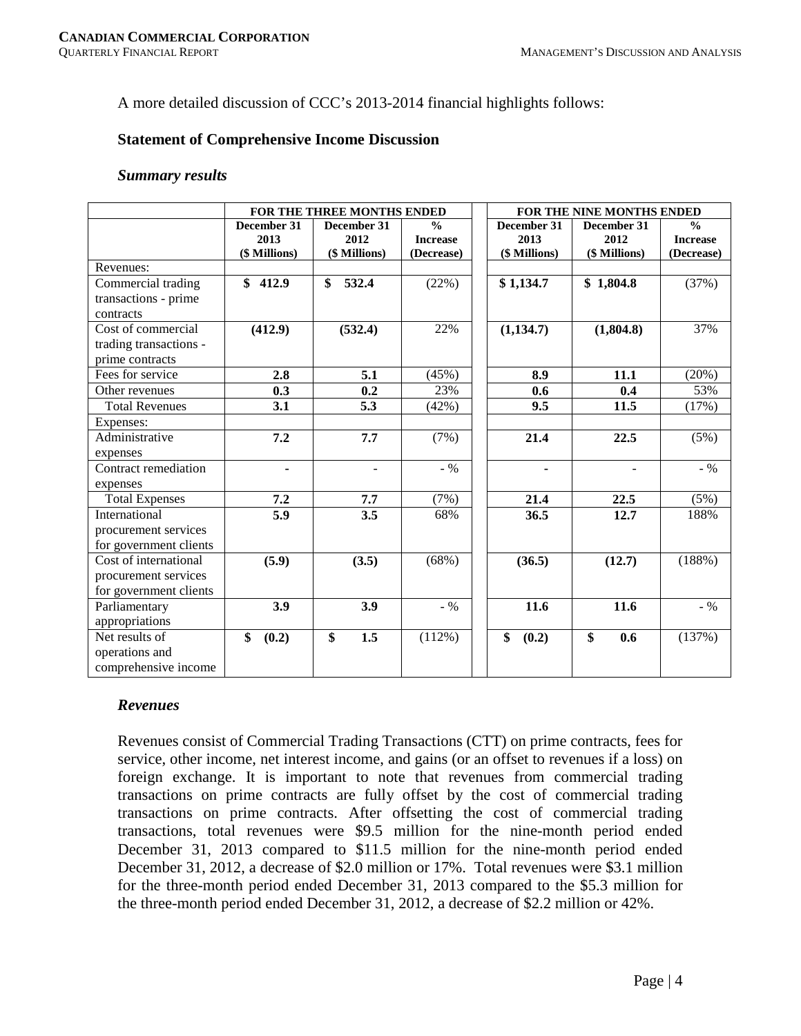A more detailed discussion of CCC's 2013-2014 financial highlights follows:

### Statement of Comprehensive Income Discussion

#### *Summary results*

| | FOR THE THREE MONTHS ENDED | | | FOR THE NINE MONTHS ENDED | | |
|---|---|---|---|---|---|---|
| | December 31 2013 ($ Millions) | December 31 2012 ($ Millions) | % Increase (Decrease) | December 31 2013 ($ Millions) | December 31 2012 ($ Millions) | % Increase (Decrease) |
| Revenues: | | | | | | |
| Commercial trading transactions - prime contracts | **$ 412.9** | **$ 532.4** | (22%) | **$ 1,134.7** | **$ 1,804.8** | (37%) |
| Cost of commercial trading transactions - prime contracts | **(412.9)** | **(532.4)** | 22% | **(1,134.7)** | **(1,804.8)** | 37% |
| Fees for service | **2.8** | **5.1** | (45%) | **8.9** | **11.1** | (20%) |
| Other revenues | **0.3** | **0.2** | 23% | **0.6** | **0.4** | 53% |
| Total Revenues | **3.1** | **5.3** | (42%) | **9.5** | **11.5** | (17%) |
| Expenses: | | | | | | |
| Administrative expenses | **7.2** | **7.7** | (7%) | **21.4** | **22.5** | (5%) |
| Contract remediation expenses | **-** | - | - % | **-** | - | - % |
| Total Expenses | **7.2** | **7.7** | (7%) | **21.4** | **22.5** | (5%) |
| International procurement services for government clients | **5.9** | **3.5** | 68% | **36.5** | **12.7** | 188% |
| Cost of international procurement services for government clients | **(5.9)** | **(3.5)** | (68%) | **(36.5)** | **(12.7)** | (188%) |
| Parliamentary appropriations | **3.9** | **3.9** | - % | **11.6** | **11.6** | - % |
| Net results of operations and comprehensive income | **$ (0.2)** | **$ 1.5** | (112%) | **$ (0.2)** | **$ 0.6** | (137%) |

#### *Revenues*

Revenues consist of Commercial Trading Transactions (CTT) on prime contracts, fees for service, other income, net interest income, and gains (or an offset to revenues if a loss) on foreign exchange. It is important to note that revenues from commercial trading transactions on prime contracts are fully offset by the cost of commercial trading transactions on prime contracts. After offsetting the cost of commercial trading transactions, total revenues were $9.5 million for the nine-month period ended December 31, 2013 compared to $11.5 million for the nine-month period ended December 31, 2012, a decrease of $2.0 million or 17%. Total revenues were $3.1 million for the three-month period ended December 31, 2013 compared to the $5.3 million for the three-month period ended December 31, 2012, a decrease of $2.2 million or 42%.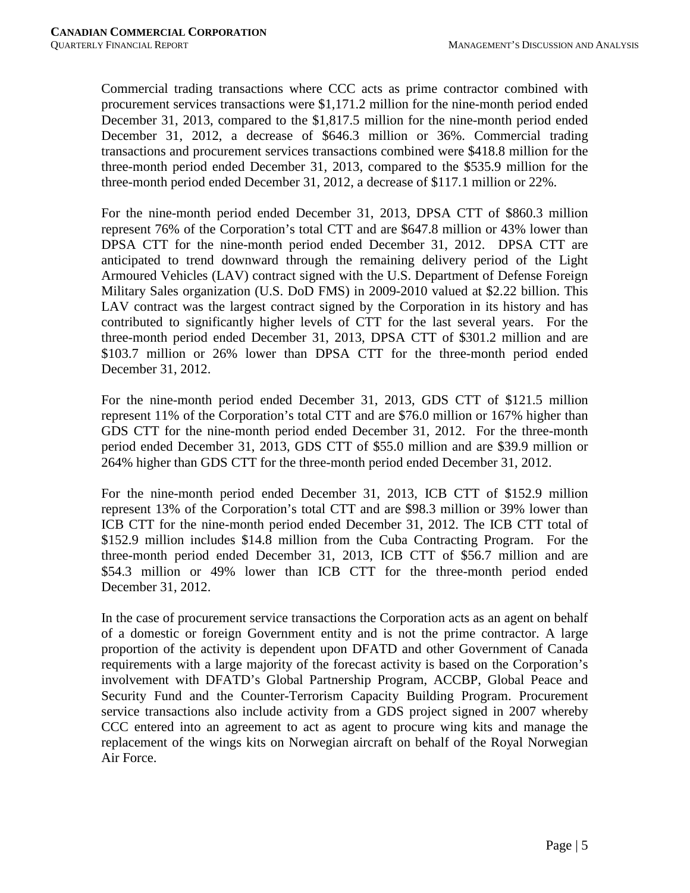Commercial trading transactions where CCC acts as prime contractor combined with procurement services transactions were $1,171.2 million for the nine-month period ended December 31, 2013, compared to the $1,817.5 million for the nine-month period ended December 31, 2012, a decrease of $646.3 million or 36%. Commercial trading transactions and procurement services transactions combined were $418.8 million for the three-month period ended December 31, 2013, compared to the $535.9 million for the three-month period ended December 31, 2012, a decrease of $117.1 million or 22%.

For the nine-month period ended December 31, 2013, DPSA CTT of $860.3 million represent 76% of the Corporation's total CTT and are $647.8 million or 43% lower than DPSA CTT for the nine-month period ended December 31, 2012. DPSA CTT are anticipated to trend downward through the remaining delivery period of the Light Armoured Vehicles (LAV) contract signed with the U.S. Department of Defense Foreign Military Sales organization (U.S. DoD FMS) in 2009-2010 valued at $2.22 billion. This LAV contract was the largest contract signed by the Corporation in its history and has contributed to significantly higher levels of CTT for the last several years. For the three-month period ended December 31, 2013, DPSA CTT of $301.2 million and are $103.7 million or 26% lower than DPSA CTT for the three-month period ended December 31, 2012.

For the nine-month period ended December 31, 2013, GDS CTT of $121.5 million represent 11% of the Corporation's total CTT and are $76.0 million or 167% higher than GDS CTT for the nine-month period ended December 31, 2012. For the three-month period ended December 31, 2013, GDS CTT of $55.0 million and are $39.9 million or 264% higher than GDS CTT for the three-month period ended December 31, 2012.

For the nine-month period ended December 31, 2013, ICB CTT of $152.9 million represent 13% of the Corporation's total CTT and are $98.3 million or 39% lower than ICB CTT for the nine-month period ended December 31, 2012. The ICB CTT total of $152.9 million includes $14.8 million from the Cuba Contracting Program. For the three-month period ended December 31, 2013, ICB CTT of $56.7 million and are $54.3 million or 49% lower than ICB CTT for the three-month period ended December 31, 2012.

In the case of procurement service transactions the Corporation acts as an agent on behalf of a domestic or foreign Government entity and is not the prime contractor. A large proportion of the activity is dependent upon DFATD and other Government of Canada requirements with a large majority of the forecast activity is based on the Corporation's involvement with DFATD's Global Partnership Program, ACCBP, Global Peace and Security Fund and the Counter-Terrorism Capacity Building Program. Procurement service transactions also include activity from a GDS project signed in 2007 whereby CCC entered into an agreement to act as agent to procure wing kits and manage the replacement of the wings kits on Norwegian aircraft on behalf of the Royal Norwegian Air Force.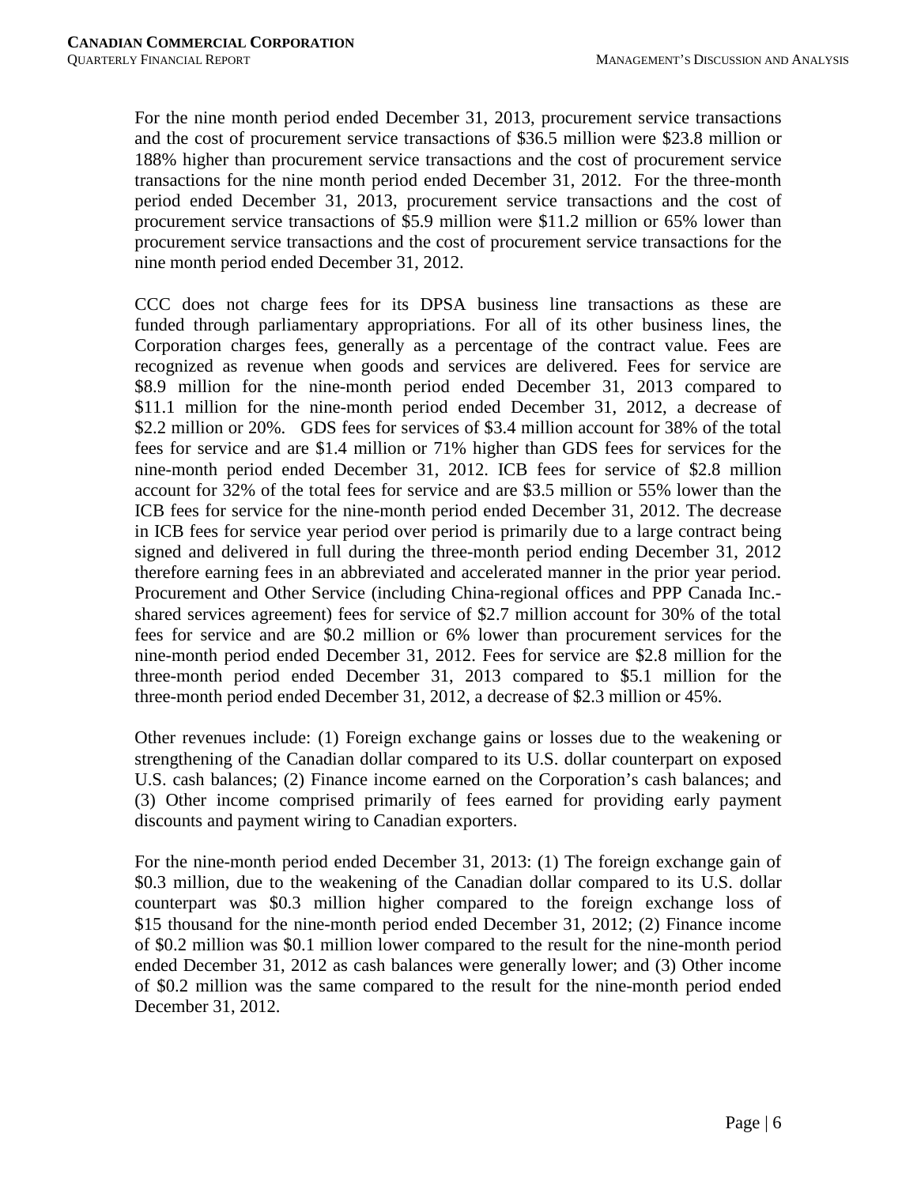For the nine month period ended December 31, 2013, procurement service transactions and the cost of procurement service transactions of $36.5 million were $23.8 million or 188% higher than procurement service transactions and the cost of procurement service transactions for the nine month period ended December 31, 2012. For the three-month period ended December 31, 2013, procurement service transactions and the cost of procurement service transactions of $5.9 million were $11.2 million or 65% lower than procurement service transactions and the cost of procurement service transactions for the nine month period ended December 31, 2012.

CCC does not charge fees for its DPSA business line transactions as these are funded through parliamentary appropriations. For all of its other business lines, the Corporation charges fees, generally as a percentage of the contract value. Fees are recognized as revenue when goods and services are delivered. Fees for service are $8.9 million for the nine-month period ended December 31, 2013 compared to $11.1 million for the nine-month period ended December 31, 2012, a decrease of $2.2 million or 20%. GDS fees for services of $3.4 million account for 38% of the total fees for service and are $1.4 million or 71% higher than GDS fees for services for the nine-month period ended December 31, 2012. ICB fees for service of $2.8 million account for 32% of the total fees for service and are $3.5 million or 55% lower than the ICB fees for service for the nine-month period ended December 31, 2012. The decrease in ICB fees for service year period over period is primarily due to a large contract being signed and delivered in full during the three-month period ending December 31, 2012 therefore earning fees in an abbreviated and accelerated manner in the prior year period. Procurement and Other Service (including China-regional offices and PPP Canada Inc.-shared services agreement) fees for service of $2.7 million account for 30% of the total fees for service and are $0.2 million or 6% lower than procurement services for the nine-month period ended December 31, 2012. Fees for service are $2.8 million for the three-month period ended December 31, 2013 compared to $5.1 million for the three-month period ended December 31, 2012, a decrease of $2.3 million or 45%.

Other revenues include: (1) Foreign exchange gains or losses due to the weakening or strengthening of the Canadian dollar compared to its U.S. dollar counterpart on exposed U.S. cash balances; (2) Finance income earned on the Corporation's cash balances; and (3) Other income comprised primarily of fees earned for providing early payment discounts and payment wiring to Canadian exporters.

For the nine-month period ended December 31, 2013: (1) The foreign exchange gain of $0.3 million, due to the weakening of the Canadian dollar compared to its U.S. dollar counterpart was $0.3 million higher compared to the foreign exchange loss of $15 thousand for the nine-month period ended December 31, 2012; (2) Finance income of $0.2 million was $0.1 million lower compared to the result for the nine-month period ended December 31, 2012 as cash balances were generally lower; and (3) Other income of $0.2 million was the same compared to the result for the nine-month period ended December 31, 2012.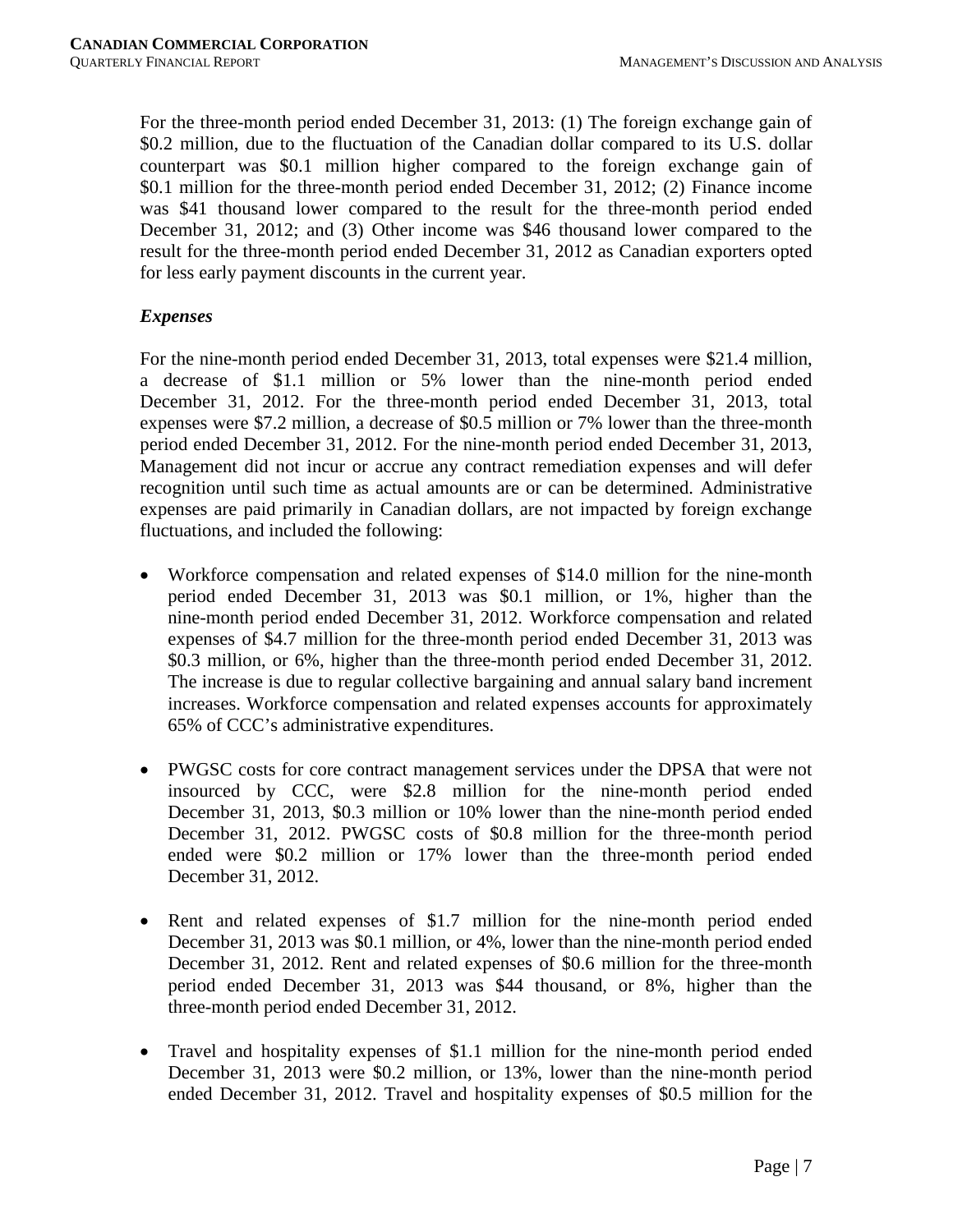For the three-month period ended December 31, 2013: (1) The foreign exchange gain of $0.2 million, due to the fluctuation of the Canadian dollar compared to its U.S. dollar counterpart was $0.1 million higher compared to the foreign exchange gain of $0.1 million for the three-month period ended December 31, 2012; (2) Finance income was $41 thousand lower compared to the result for the three-month period ended December 31, 2012; and (3) Other income was $46 thousand lower compared to the result for the three-month period ended December 31, 2012 as Canadian exporters opted for less early payment discounts in the current year.

### *Expenses*

For the nine-month period ended December 31, 2013, total expenses were $21.4 million, a decrease of $1.1 million or 5% lower than the nine-month period ended December 31, 2012. For the three-month period ended December 31, 2013, total expenses were $7.2 million, a decrease of $0.5 million or 7% lower than the three-month period ended December 31, 2012. For the nine-month period ended December 31, 2013, Management did not incur or accrue any contract remediation expenses and will defer recognition until such time as actual amounts are or can be determined. Administrative expenses are paid primarily in Canadian dollars, are not impacted by foreign exchange fluctuations, and included the following:

- Workforce compensation and related expenses of $14.0 million for the nine-month period ended December 31, 2013 was $0.1 million, or 1%, higher than the nine-month period ended December 31, 2012. Workforce compensation and related expenses of $4.7 million for the three-month period ended December 31, 2013 was $0.3 million, or 6%, higher than the three-month period ended December 31, 2012. The increase is due to regular collective bargaining and annual salary band increment increases. Workforce compensation and related expenses accounts for approximately 65% of CCC's administrative expenditures.

- PWGSC costs for core contract management services under the DPSA that were not insourced by CCC, were $2.8 million for the nine-month period ended December 31, 2013, $0.3 million or 10% lower than the nine-month period ended December 31, 2012. PWGSC costs of $0.8 million for the three-month period ended were $0.2 million or 17% lower than the three-month period ended December 31, 2012.

- Rent and related expenses of $1.7 million for the nine-month period ended December 31, 2013 was $0.1 million, or 4%, lower than the nine-month period ended December 31, 2012. Rent and related expenses of $0.6 million for the three-month period ended December 31, 2013 was $44 thousand, or 8%, higher than the three-month period ended December 31, 2012.

- Travel and hospitality expenses of $1.1 million for the nine-month period ended December 31, 2013 were $0.2 million, or 13%, lower than the nine-month period ended December 31, 2012. Travel and hospitality expenses of $0.5 million for the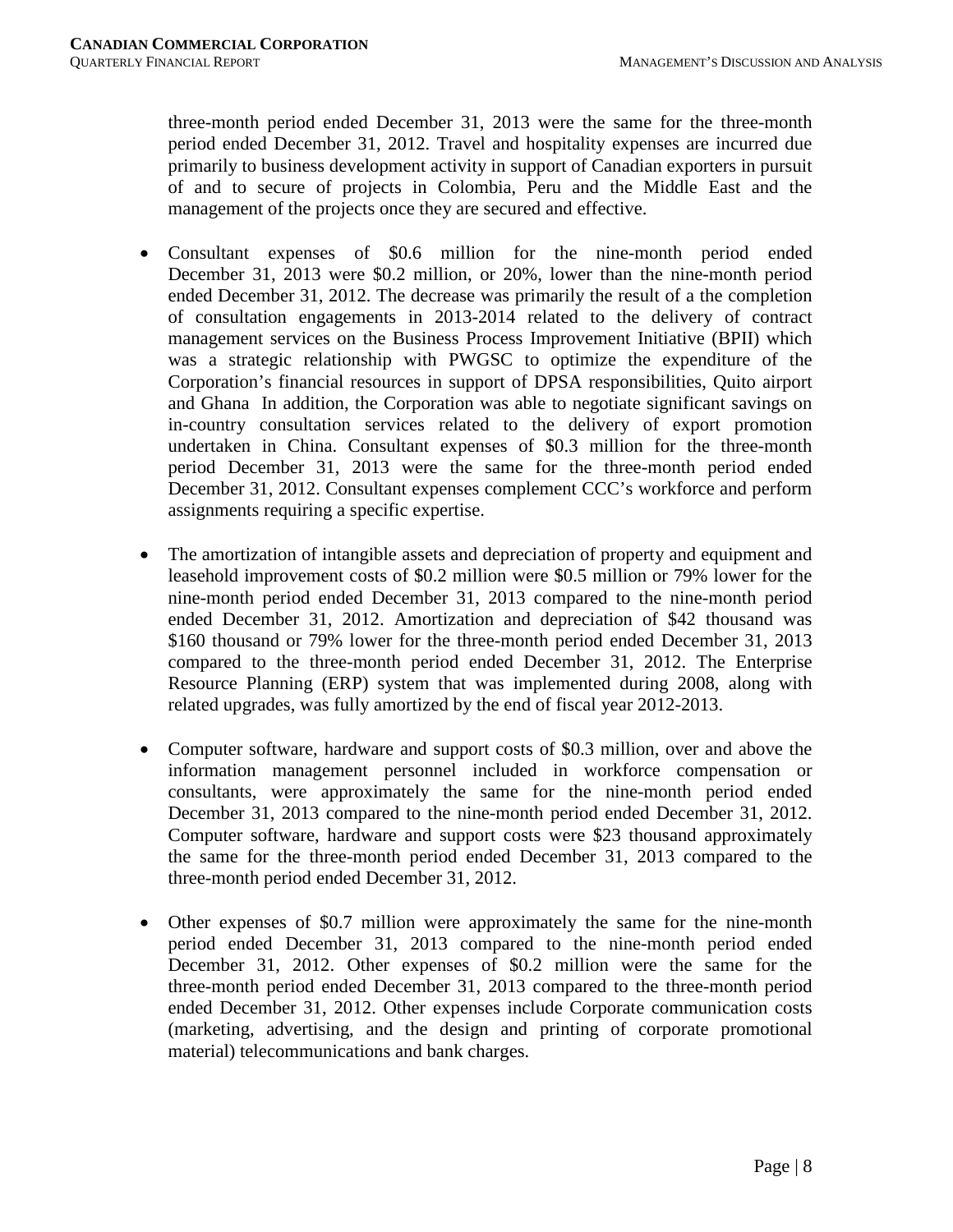three-month period ended December 31, 2013 were the same for the three-month period ended December 31, 2012. Travel and hospitality expenses are incurred due primarily to business development activity in support of Canadian exporters in pursuit of and to secure of projects in Colombia, Peru and the Middle East and the management of the projects once they are secured and effective.

- Consultant expenses of \$0.6 million for the nine-month period ended December 31, 2013 were \$0.2 million, or 20%, lower than the nine-month period ended December 31, 2012. The decrease was primarily the result of a the completion of consultation engagements in 2013-2014 related to the delivery of contract management services on the Business Process Improvement Initiative (BPII) which was a strategic relationship with PWGSC to optimize the expenditure of the Corporation's financial resources in support of DPSA responsibilities, Quito airport and Ghana  In addition, the Corporation was able to negotiate significant savings on in-country consultation services related to the delivery of export promotion undertaken in China. Consultant expenses of \$0.3 million for the three-month period December 31, 2013 were the same for the three-month period ended December 31, 2012. Consultant expenses complement CCC's workforce and perform assignments requiring a specific expertise.

- The amortization of intangible assets and depreciation of property and equipment and leasehold improvement costs of \$0.2 million were \$0.5 million or 79% lower for the nine-month period ended December 31, 2013 compared to the nine-month period ended December 31, 2012. Amortization and depreciation of \$42 thousand was \$160 thousand or 79% lower for the three-month period ended December 31, 2013 compared to the three-month period ended December 31, 2012. The Enterprise Resource Planning (ERP) system that was implemented during 2008, along with related upgrades, was fully amortized by the end of fiscal year 2012-2013.

- Computer software, hardware and support costs of \$0.3 million, over and above the information management personnel included in workforce compensation or consultants, were approximately the same for the nine-month period ended December 31, 2013 compared to the nine-month period ended December 31, 2012. Computer software, hardware and support costs were \$23 thousand approximately the same for the three-month period ended December 31, 2013 compared to the three-month period ended December 31, 2012.

- Other expenses of \$0.7 million were approximately the same for the nine-month period ended December 31, 2013 compared to the nine-month period ended December 31, 2012. Other expenses of \$0.2 million were the same for the three-month period ended December 31, 2013 compared to the three-month period ended December 31, 2012. Other expenses include Corporate communication costs (marketing, advertising, and the design and printing of corporate promotional material) telecommunications and bank charges.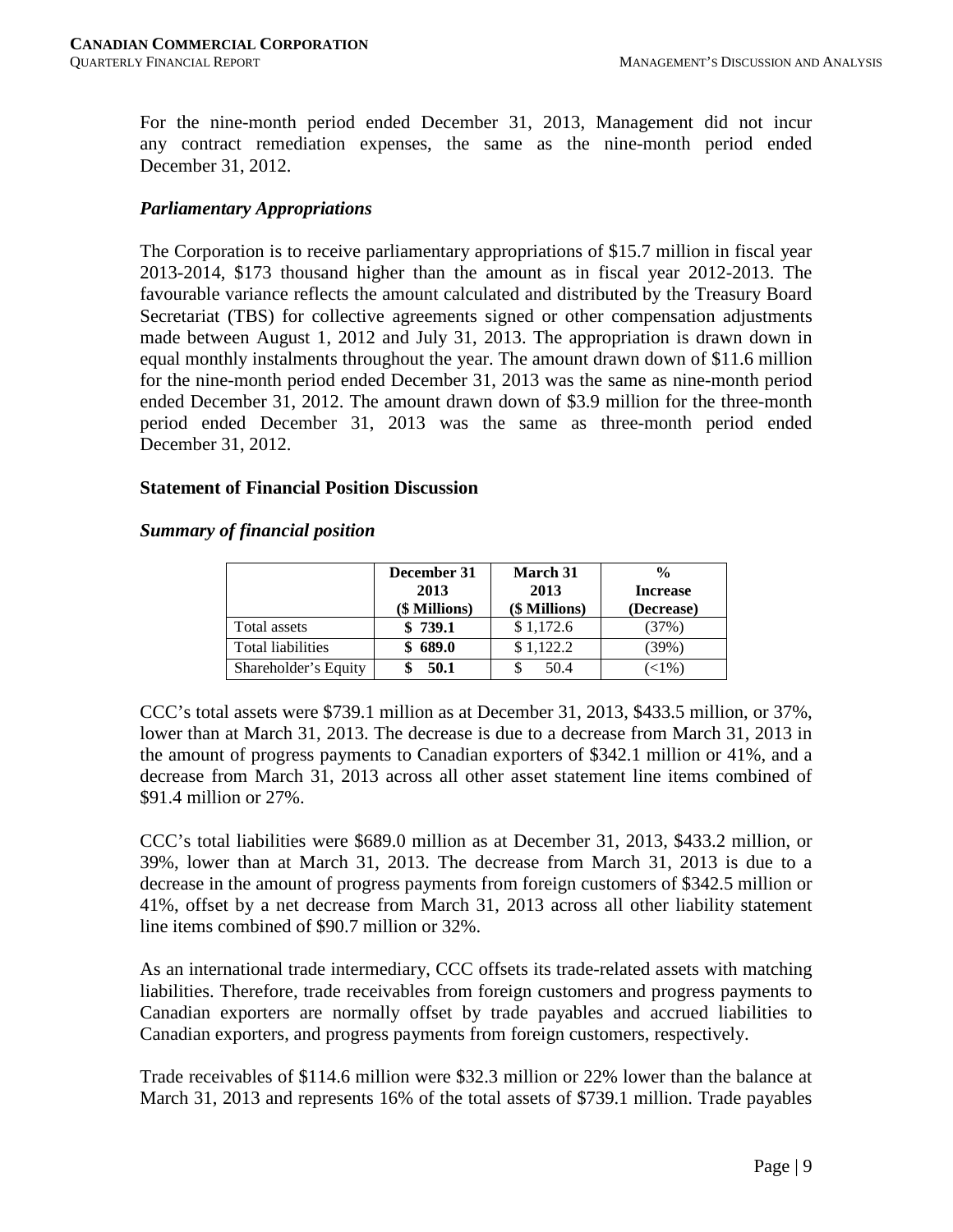For the nine-month period ended December 31, 2013, Management did not incur any contract remediation expenses, the same as the nine-month period ended December 31, 2012.

### *Parliamentary Appropriations*

The Corporation is to receive parliamentary appropriations of $15.7 million in fiscal year 2013-2014, $173 thousand higher than the amount as in fiscal year 2012-2013. The favourable variance reflects the amount calculated and distributed by the Treasury Board Secretariat (TBS) for collective agreements signed or other compensation adjustments made between August 1, 2012 and July 31, 2013. The appropriation is drawn down in equal monthly instalments throughout the year. The amount drawn down of $11.6 million for the nine-month period ended December 31, 2013 was the same as nine-month period ended December 31, 2012. The amount drawn down of $3.9 million for the three-month period ended December 31, 2013 was the same as three-month period ended December 31, 2012.

## Statement of Financial Position Discussion

### *Summary of financial position*

| | December 31 2013 ($ Millions) | March 31 2013 ($ Millions) | % Increase (Decrease) |
|---|---|---|---|
| Total assets | **$ 739.1** | $ 1,172.6 | (37%) |
| Total liabilities | **$ 689.0** | $ 1,122.2 | (39%) |
| Shareholder's Equity | **$ 50.1** | $ 50.4 | (<1%) |

CCC's total assets were $739.1 million as at December 31, 2013, $433.5 million, or 37%, lower than at March 31, 2013. The decrease is due to a decrease from March 31, 2013 in the amount of progress payments to Canadian exporters of $342.1 million or 41%, and a decrease from March 31, 2013 across all other asset statement line items combined of $91.4 million or 27%.

CCC's total liabilities were $689.0 million as at December 31, 2013, $433.2 million, or 39%, lower than at March 31, 2013. The decrease from March 31, 2013 is due to a decrease in the amount of progress payments from foreign customers of $342.5 million or 41%, offset by a net decrease from March 31, 2013 across all other liability statement line items combined of $90.7 million or 32%.

As an international trade intermediary, CCC offsets its trade-related assets with matching liabilities. Therefore, trade receivables from foreign customers and progress payments to Canadian exporters are normally offset by trade payables and accrued liabilities to Canadian exporters, and progress payments from foreign customers, respectively.

Trade receivables of $114.6 million were $32.3 million or 22% lower than the balance at March 31, 2013 and represents 16% of the total assets of $739.1 million. Trade payables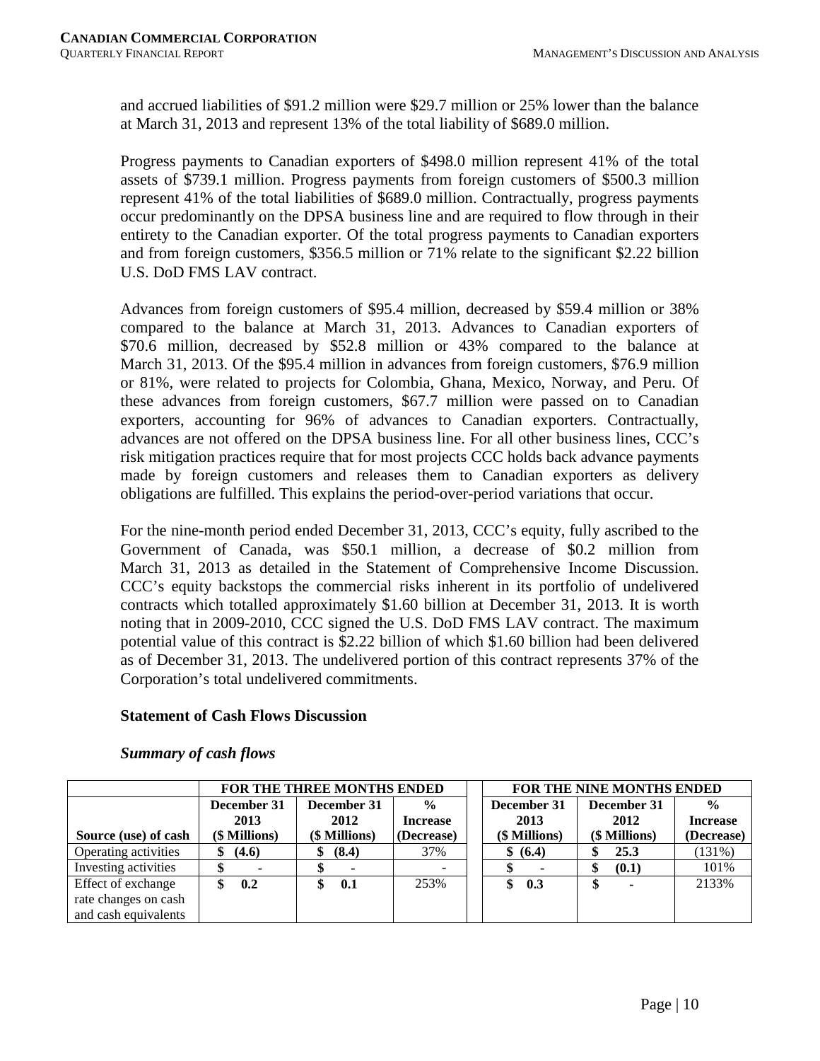and accrued liabilities of $91.2 million were $29.7 million or 25% lower than the balance at March 31, 2013 and represent 13% of the total liability of $689.0 million.

Progress payments to Canadian exporters of $498.0 million represent 41% of the total assets of $739.1 million. Progress payments from foreign customers of $500.3 million represent 41% of the total liabilities of $689.0 million. Contractually, progress payments occur predominantly on the DPSA business line and are required to flow through in their entirety to the Canadian exporter. Of the total progress payments to Canadian exporters and from foreign customers, $356.5 million or 71% relate to the significant $2.22 billion U.S. DoD FMS LAV contract.

Advances from foreign customers of $95.4 million, decreased by $59.4 million or 38% compared to the balance at March 31, 2013. Advances to Canadian exporters of $70.6 million, decreased by $52.8 million or 43% compared to the balance at March 31, 2013. Of the $95.4 million in advances from foreign customers, $76.9 million or 81%, were related to projects for Colombia, Ghana, Mexico, Norway, and Peru. Of these advances from foreign customers, $67.7 million were passed on to Canadian exporters, accounting for 96% of advances to Canadian exporters. Contractually, advances are not offered on the DPSA business line. For all other business lines, CCC's risk mitigation practices require that for most projects CCC holds back advance payments made by foreign customers and releases them to Canadian exporters as delivery obligations are fulfilled. This explains the period-over-period variations that occur.

For the nine-month period ended December 31, 2013, CCC's equity, fully ascribed to the Government of Canada, was $50.1 million, a decrease of $0.2 million from March 31, 2013 as detailed in the Statement of Comprehensive Income Discussion. CCC's equity backstops the commercial risks inherent in its portfolio of undelivered contracts which totalled approximately $1.60 billion at December 31, 2013. It is worth noting that in 2009-2010, CCC signed the U.S. DoD FMS LAV contract. The maximum potential value of this contract is $2.22 billion of which $1.60 billion had been delivered as of December 31, 2013. The undelivered portion of this contract represents 37% of the Corporation's total undelivered commitments.

### Statement of Cash Flows Discussion

#### *Summary of cash flows*

| | FOR THE THREE MONTHS ENDED | | | FOR THE NINE MONTHS ENDED | | |
|---|---|---|---|---|---|---|
| **Source (use) of cash** | **December 31 2013 ($ Millions)** | **December 31 2012 ($ Millions)** | **% Increase (Decrease)** | **December 31 2013 ($ Millions)** | **December 31 2012 ($ Millions)** | **% Increase (Decrease)** |
| Operating activities | **$ (4.6)** | **$ (8.4)** | 37% | **$ (6.4)** | **$ 25.3** | (131%) |
| Investing activities | **$ -** | **$ -** | - | **$ -** | **$ (0.1)** | 101% |
| Effect of exchange rate changes on cash and cash equivalents | **$ 0.2** | **$ 0.1** | 253% | **$ 0.3** | **$ -** | 2133% |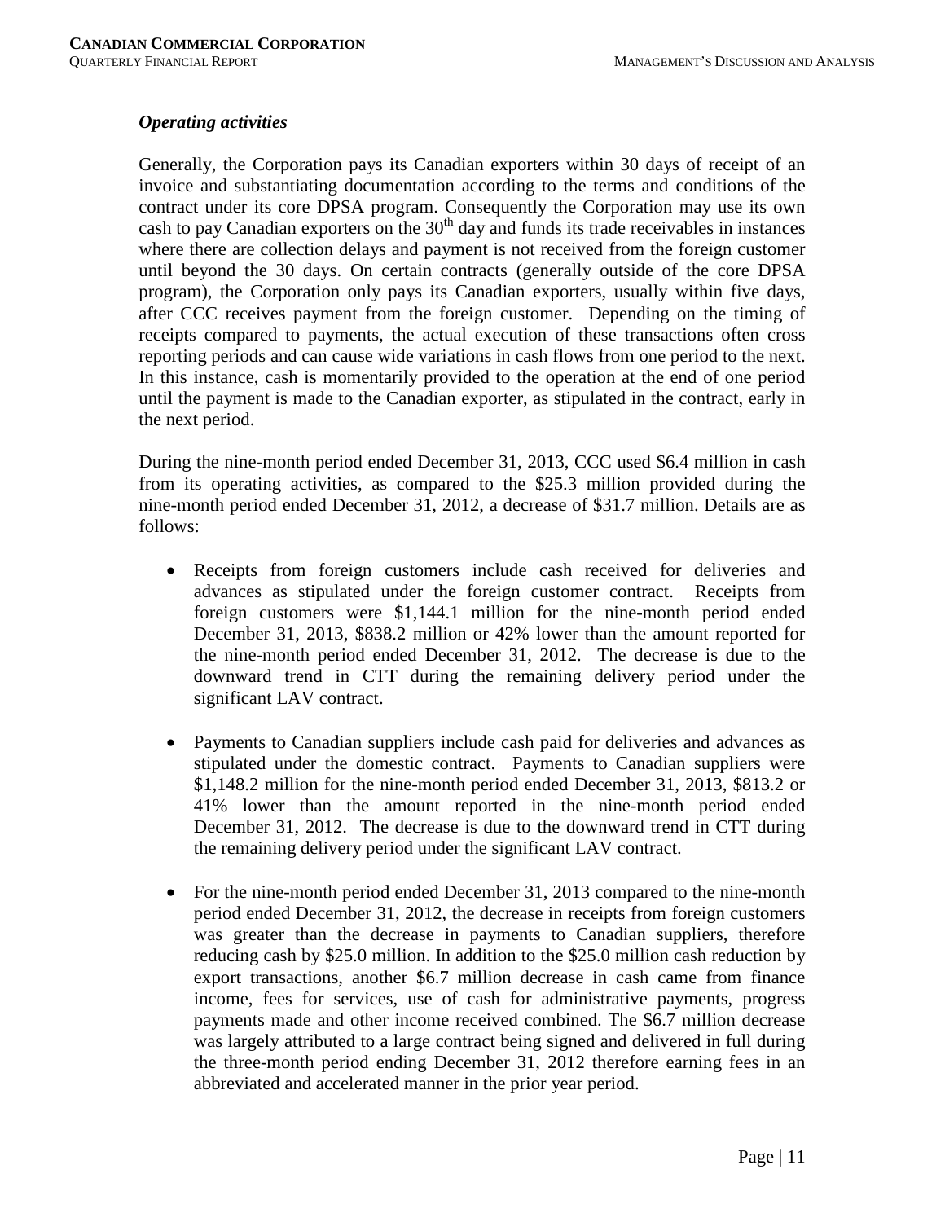### *Operating activities*

Generally, the Corporation pays its Canadian exporters within 30 days of receipt of an invoice and substantiating documentation according to the terms and conditions of the contract under its core DPSA program. Consequently the Corporation may use its own cash to pay Canadian exporters on the 30th day and funds its trade receivables in instances where there are collection delays and payment is not received from the foreign customer until beyond the 30 days. On certain contracts (generally outside of the core DPSA program), the Corporation only pays its Canadian exporters, usually within five days, after CCC receives payment from the foreign customer. Depending on the timing of receipts compared to payments, the actual execution of these transactions often cross reporting periods and can cause wide variations in cash flows from one period to the next. In this instance, cash is momentarily provided to the operation at the end of one period until the payment is made to the Canadian exporter, as stipulated in the contract, early in the next period.

During the nine-month period ended December 31, 2013, CCC used $6.4 million in cash from its operating activities, as compared to the $25.3 million provided during the nine-month period ended December 31, 2012, a decrease of $31.7 million. Details are as follows:

- Receipts from foreign customers include cash received for deliveries and advances as stipulated under the foreign customer contract. Receipts from foreign customers were $1,144.1 million for the nine-month period ended December 31, 2013, $838.2 million or 42% lower than the amount reported for the nine-month period ended December 31, 2012. The decrease is due to the downward trend in CTT during the remaining delivery period under the significant LAV contract.

- Payments to Canadian suppliers include cash paid for deliveries and advances as stipulated under the domestic contract. Payments to Canadian suppliers were $1,148.2 million for the nine-month period ended December 31, 2013, $813.2 or 41% lower than the amount reported in the nine-month period ended December 31, 2012. The decrease is due to the downward trend in CTT during the remaining delivery period under the significant LAV contract.

- For the nine-month period ended December 31, 2013 compared to the nine-month period ended December 31, 2012, the decrease in receipts from foreign customers was greater than the decrease in payments to Canadian suppliers, therefore reducing cash by $25.0 million. In addition to the $25.0 million cash reduction by export transactions, another $6.7 million decrease in cash came from finance income, fees for services, use of cash for administrative payments, progress payments made and other income received combined. The $6.7 million decrease was largely attributed to a large contract being signed and delivered in full during the three-month period ending December 31, 2012 therefore earning fees in an abbreviated and accelerated manner in the prior year period.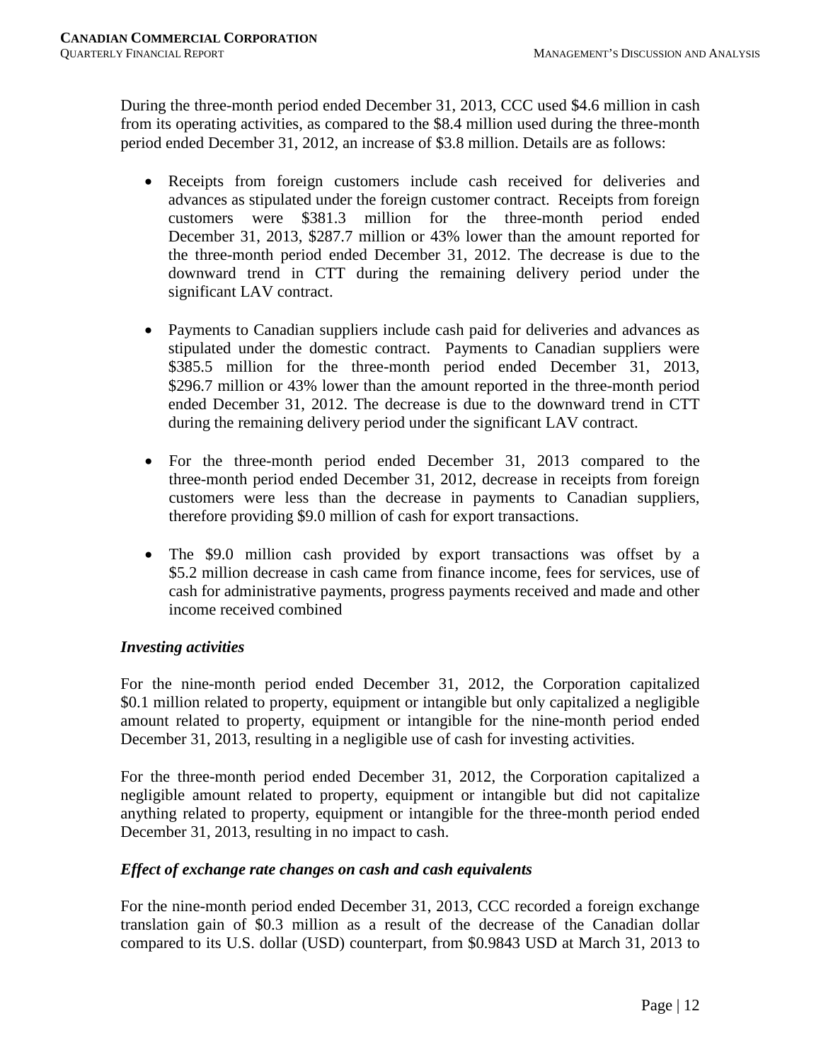During the three-month period ended December 31, 2013, CCC used $4.6 million in cash from its operating activities, as compared to the $8.4 million used during the three-month period ended December 31, 2012, an increase of $3.8 million. Details are as follows:

- Receipts from foreign customers include cash received for deliveries and advances as stipulated under the foreign customer contract. Receipts from foreign customers were $381.3 million for the three-month period ended December 31, 2013, $287.7 million or 43% lower than the amount reported for the three-month period ended December 31, 2012. The decrease is due to the downward trend in CTT during the remaining delivery period under the significant LAV contract.

- Payments to Canadian suppliers include cash paid for deliveries and advances as stipulated under the domestic contract. Payments to Canadian suppliers were $385.5 million for the three-month period ended December 31, 2013, $296.7 million or 43% lower than the amount reported in the three-month period ended December 31, 2012. The decrease is due to the downward trend in CTT during the remaining delivery period under the significant LAV contract.

- For the three-month period ended December 31, 2013 compared to the three-month period ended December 31, 2012, decrease in receipts from foreign customers were less than the decrease in payments to Canadian suppliers, therefore providing $9.0 million of cash for export transactions.

- The $9.0 million cash provided by export transactions was offset by a $5.2 million decrease in cash came from finance income, fees for services, use of cash for administrative payments, progress payments received and made and other income received combined

### *Investing activities*

For the nine-month period ended December 31, 2012, the Corporation capitalized $0.1 million related to property, equipment or intangible but only capitalized a negligible amount related to property, equipment or intangible for the nine-month period ended December 31, 2013, resulting in a negligible use of cash for investing activities.

For the three-month period ended December 31, 2012, the Corporation capitalized a negligible amount related to property, equipment or intangible but did not capitalize anything related to property, equipment or intangible for the three-month period ended December 31, 2013, resulting in no impact to cash.

### *Effect of exchange rate changes on cash and cash equivalents*

For the nine-month period ended December 31, 2013, CCC recorded a foreign exchange translation gain of $0.3 million as a result of the decrease of the Canadian dollar compared to its U.S. dollar (USD) counterpart, from $0.9843 USD at March 31, 2013 to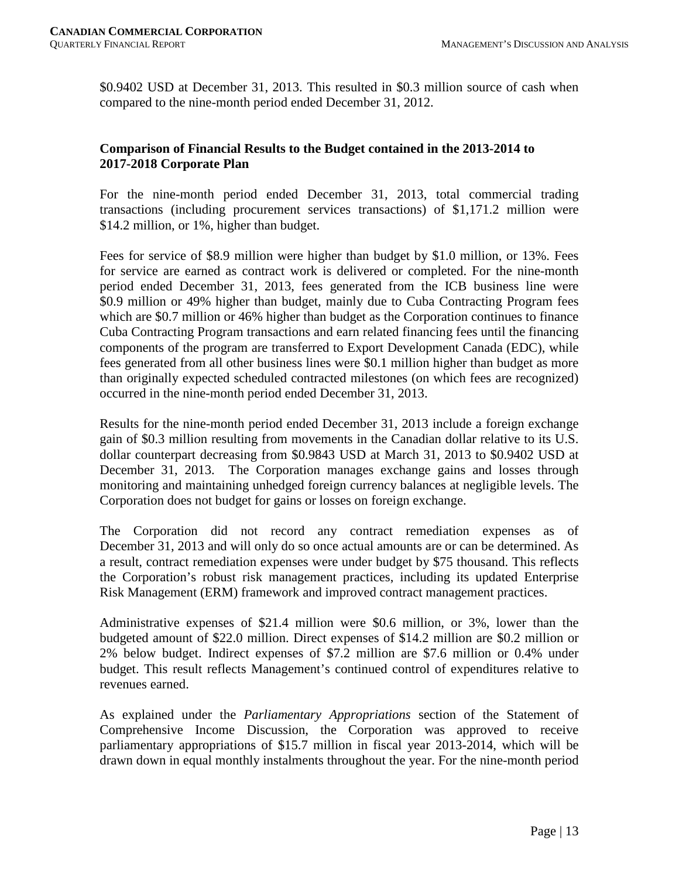\$0.9402 USD at December 31, 2013. This resulted in \$0.3 million source of cash when compared to the nine-month period ended December 31, 2012.

## Comparison of Financial Results to the Budget contained in the 2013-2014 to 2017-2018 Corporate Plan

For the nine-month period ended December 31, 2013, total commercial trading transactions (including procurement services transactions) of \$1,171.2 million were \$14.2 million, or 1%, higher than budget.

Fees for service of \$8.9 million were higher than budget by \$1.0 million, or 13%. Fees for service are earned as contract work is delivered or completed. For the nine-month period ended December 31, 2013, fees generated from the ICB business line were \$0.9 million or 49% higher than budget, mainly due to Cuba Contracting Program fees which are \$0.7 million or 46% higher than budget as the Corporation continues to finance Cuba Contracting Program transactions and earn related financing fees until the financing components of the program are transferred to Export Development Canada (EDC), while fees generated from all other business lines were \$0.1 million higher than budget as more than originally expected scheduled contracted milestones (on which fees are recognized) occurred in the nine-month period ended December 31, 2013.

Results for the nine-month period ended December 31, 2013 include a foreign exchange gain of \$0.3 million resulting from movements in the Canadian dollar relative to its U.S. dollar counterpart decreasing from \$0.9843 USD at March 31, 2013 to \$0.9402 USD at December 31, 2013. The Corporation manages exchange gains and losses through monitoring and maintaining unhedged foreign currency balances at negligible levels. The Corporation does not budget for gains or losses on foreign exchange.

The Corporation did not record any contract remediation expenses as of December 31, 2013 and will only do so once actual amounts are or can be determined. As a result, contract remediation expenses were under budget by \$75 thousand. This reflects the Corporation's robust risk management practices, including its updated Enterprise Risk Management (ERM) framework and improved contract management practices.

Administrative expenses of \$21.4 million were \$0.6 million, or 3%, lower than the budgeted amount of \$22.0 million. Direct expenses of \$14.2 million are \$0.2 million or 2% below budget. Indirect expenses of \$7.2 million are \$7.6 million or 0.4% under budget. This result reflects Management's continued control of expenditures relative to revenues earned.

As explained under the *Parliamentary Appropriations* section of the Statement of Comprehensive Income Discussion, the Corporation was approved to receive parliamentary appropriations of \$15.7 million in fiscal year 2013-2014, which will be drawn down in equal monthly instalments throughout the year. For the nine-month period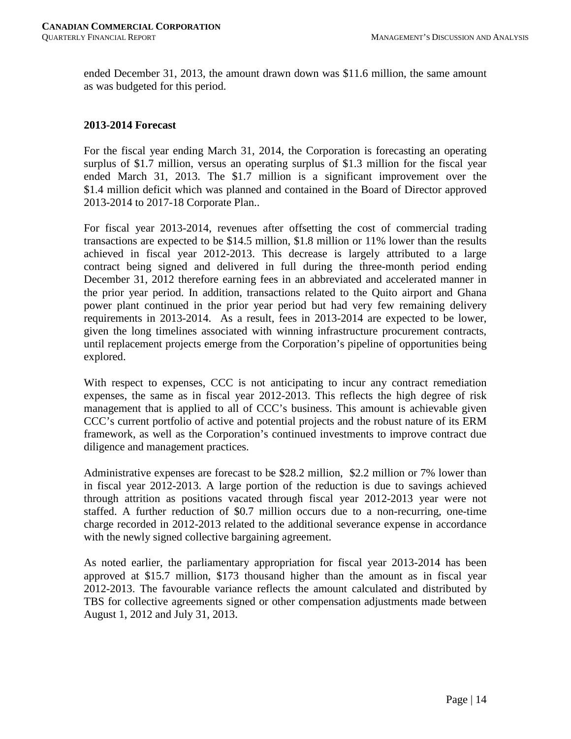ended December 31, 2013, the amount drawn down was $11.6 million, the same amount as was budgeted for this period.

### 2013-2014 Forecast

For the fiscal year ending March 31, 2014, the Corporation is forecasting an operating surplus of $1.7 million, versus an operating surplus of $1.3 million for the fiscal year ended March 31, 2013. The $1.7 million is a significant improvement over the $1.4 million deficit which was planned and contained in the Board of Director approved 2013-2014 to 2017-18 Corporate Plan..

For fiscal year 2013-2014, revenues after offsetting the cost of commercial trading transactions are expected to be $14.5 million, $1.8 million or 11% lower than the results achieved in fiscal year 2012-2013. This decrease is largely attributed to a large contract being signed and delivered in full during the three-month period ending December 31, 2012 therefore earning fees in an abbreviated and accelerated manner in the prior year period. In addition, transactions related to the Quito airport and Ghana power plant continued in the prior year period but had very few remaining delivery requirements in 2013-2014. As a result, fees in 2013-2014 are expected to be lower, given the long timelines associated with winning infrastructure procurement contracts, until replacement projects emerge from the Corporation's pipeline of opportunities being explored.

With respect to expenses, CCC is not anticipating to incur any contract remediation expenses, the same as in fiscal year 2012-2013. This reflects the high degree of risk management that is applied to all of CCC's business. This amount is achievable given CCC's current portfolio of active and potential projects and the robust nature of its ERM framework, as well as the Corporation's continued investments to improve contract due diligence and management practices.

Administrative expenses are forecast to be $28.2 million, $2.2 million or 7% lower than in fiscal year 2012-2013. A large portion of the reduction is due to savings achieved through attrition as positions vacated through fiscal year 2012-2013 year were not staffed. A further reduction of $0.7 million occurs due to a non-recurring, one-time charge recorded in 2012-2013 related to the additional severance expense in accordance with the newly signed collective bargaining agreement.

As noted earlier, the parliamentary appropriation for fiscal year 2013-2014 has been approved at $15.7 million, $173 thousand higher than the amount as in fiscal year 2012-2013. The favourable variance reflects the amount calculated and distributed by TBS for collective agreements signed or other compensation adjustments made between August 1, 2012 and July 31, 2013.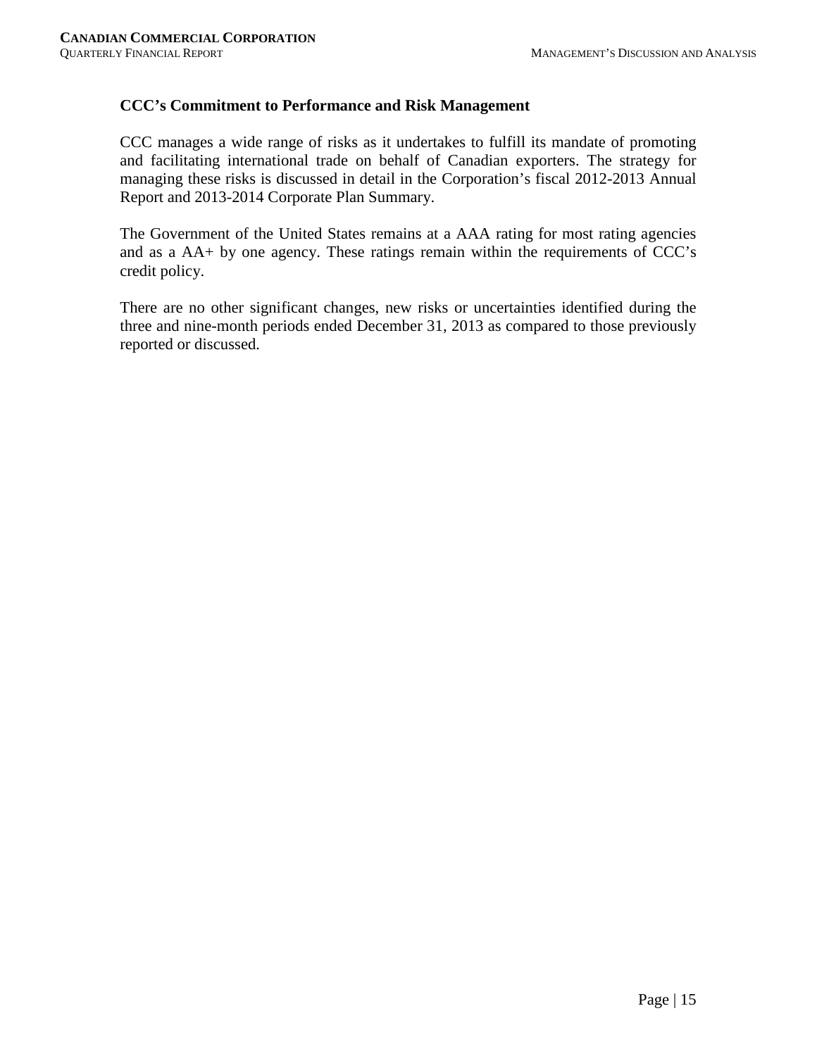## CCC's Commitment to Performance and Risk Management

CCC manages a wide range of risks as it undertakes to fulfill its mandate of promoting and facilitating international trade on behalf of Canadian exporters. The strategy for managing these risks is discussed in detail in the Corporation's fiscal 2012-2013 Annual Report and 2013-2014 Corporate Plan Summary.

The Government of the United States remains at a AAA rating for most rating agencies and as a AA+ by one agency. These ratings remain within the requirements of CCC's credit policy.

There are no other significant changes, new risks or uncertainties identified during the three and nine-month periods ended December 31, 2013 as compared to those previously reported or discussed.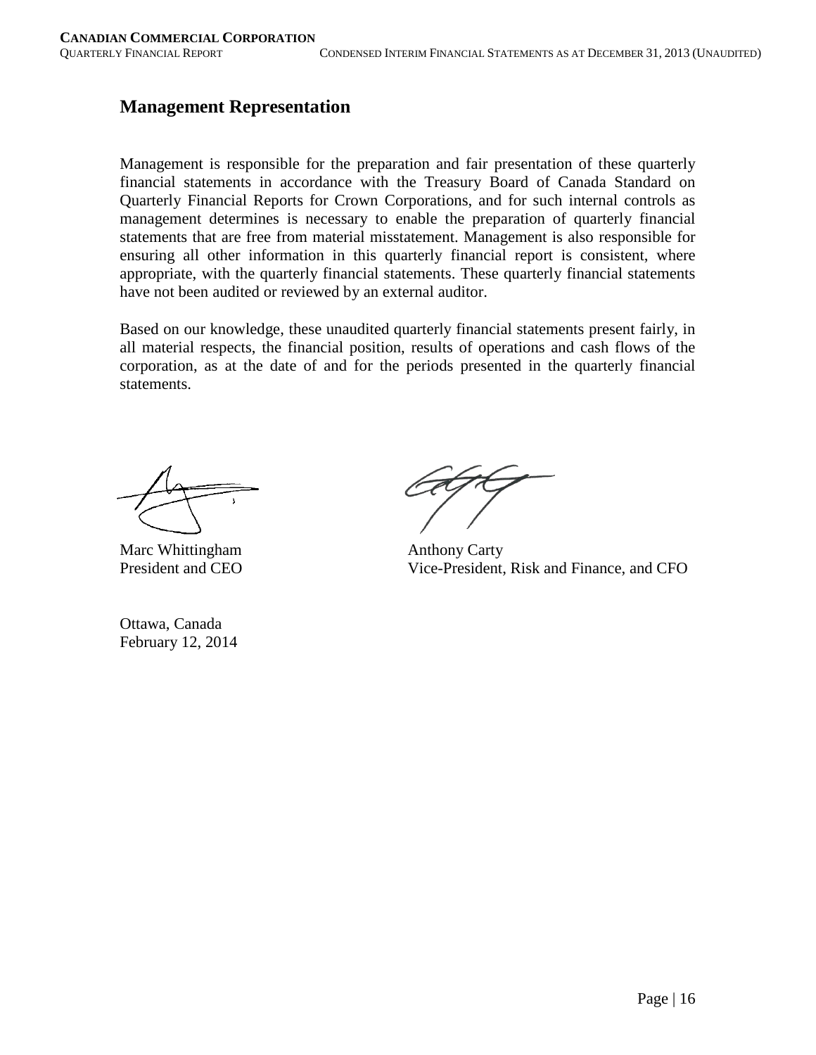## Management Representation

Management is responsible for the preparation and fair presentation of these quarterly financial statements in accordance with the Treasury Board of Canada Standard on Quarterly Financial Reports for Crown Corporations, and for such internal controls as management determines is necessary to enable the preparation of quarterly financial statements that are free from material misstatement. Management is also responsible for ensuring all other information in this quarterly financial report is consistent, where appropriate, with the quarterly financial statements. These quarterly financial statements have not been audited or reviewed by an external auditor.

Based on our knowledge, these unaudited quarterly financial statements present fairly, in all material respects, the financial position, results of operations and cash flows of the corporation, as at the date of and for the periods presented in the quarterly financial statements.

Marc Whittingham
President and CEO

Anthony Carty
Vice-President, Risk and Finance, and CFO

Ottawa, Canada
February 12, 2014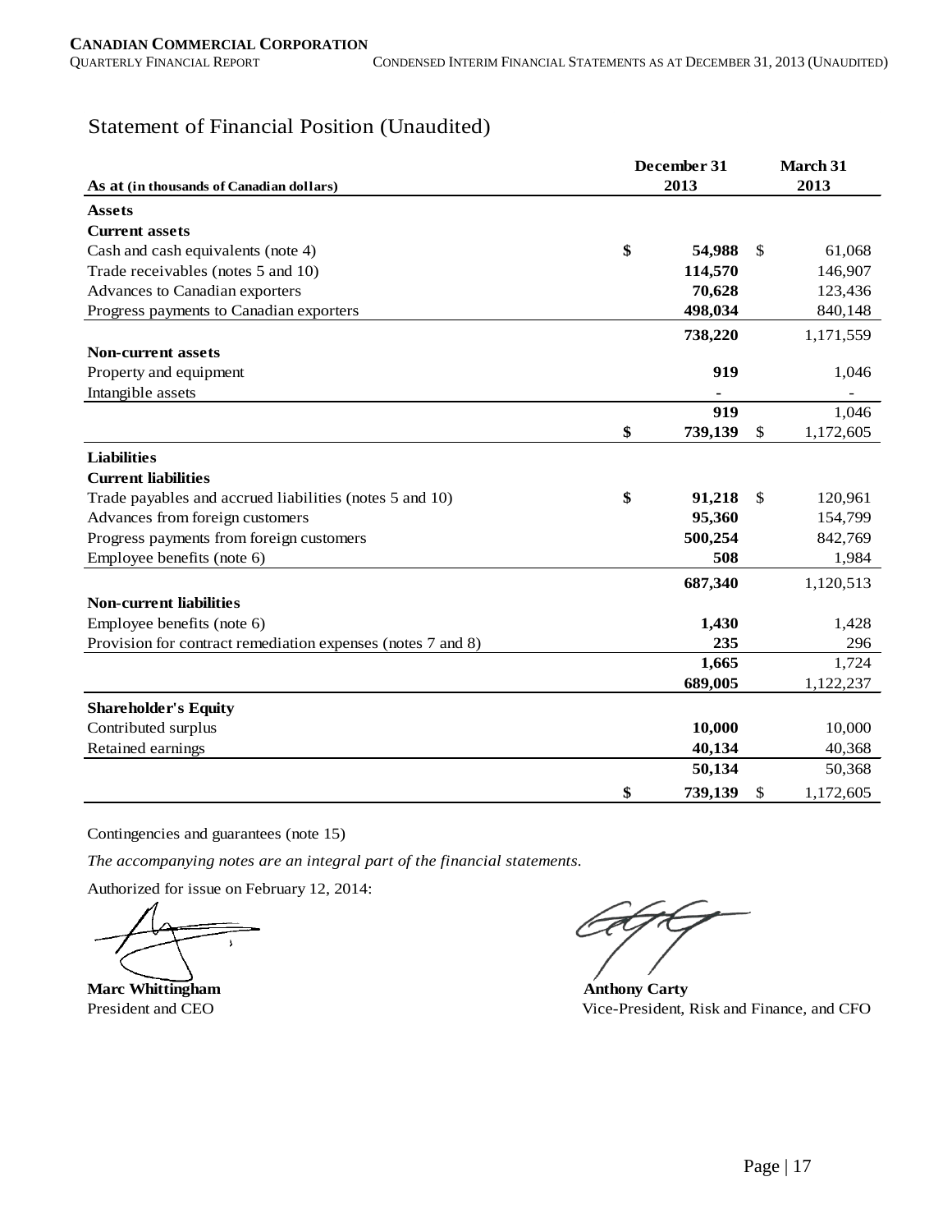# Statement of Financial Position (Unaudited)

| As at (in thousands of Canadian dollars) | December 31 2013 | March 31 2013 |
|---|---|---|
| **Assets** | | |
| **Current assets** | | |
| Cash and cash equivalents (note 4) | **$ 54,988** | $ 61,068 |
| Trade receivables (notes 5 and 10) | **114,570** | 146,907 |
| Advances to Canadian exporters | **70,628** | 123,436 |
| Progress payments to Canadian exporters | **498,034** | 840,148 |
| | **738,220** | 1,171,559 |
| **Non-current assets** | | |
| Property and equipment | **919** | 1,046 |
| Intangible assets | **-** | - |
| | **919** | 1,046 |
| | **$ 739,139** | $ 1,172,605 |
| **Liabilities** | | |
| **Current liabilities** | | |
| Trade payables and accrued liabilities (notes 5 and 10) | **$ 91,218** | $ 120,961 |
| Advances from foreign customers | **95,360** | 154,799 |
| Progress payments from foreign customers | **500,254** | 842,769 |
| Employee benefits (note 6) | **508** | 1,984 |
| | **687,340** | 1,120,513 |
| **Non-current liabilities** | | |
| Employee benefits (note 6) | **1,430** | 1,428 |
| Provision for contract remediation expenses (notes 7 and 8) | **235** | 296 |
| | **1,665** | 1,724 |
| | **689,005** | 1,122,237 |
| **Shareholder's Equity** | | |
| Contributed surplus | **10,000** | 10,000 |
| Retained earnings | **40,134** | 40,368 |
| | **50,134** | 50,368 |
| | **$ 739,139** | $ 1,172,605 |

Contingencies and guarantees (note 15)

*The accompanying notes are an integral part of the financial statements.*

Authorized for issue on February 12, 2014:

**Marc Whittingham**
President and CEO

**Anthony Carty**
Vice-President, Risk and Finance, and CFO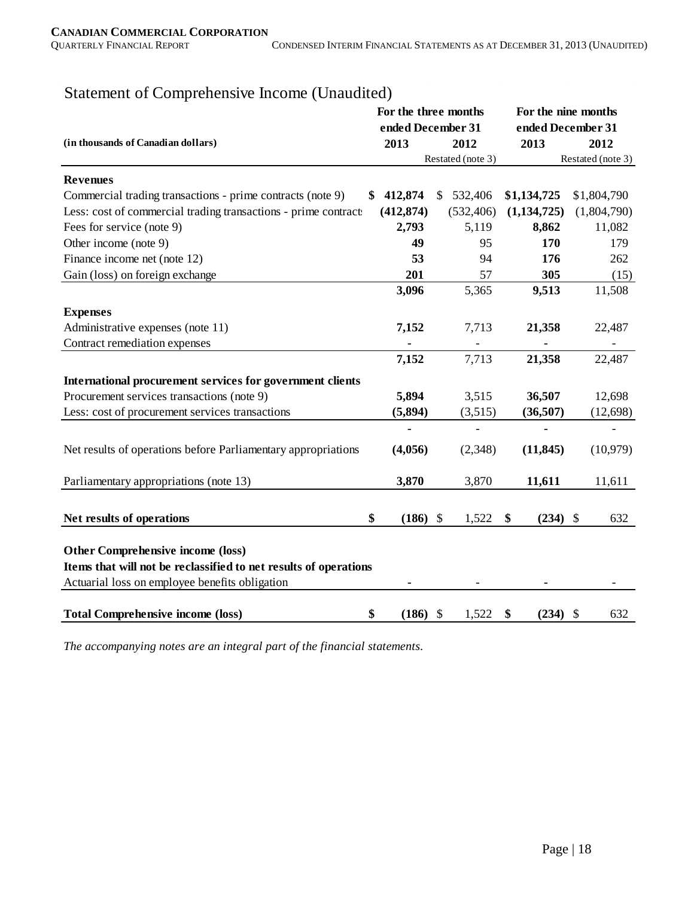# Statement of Comprehensive Income (Unaudited)

| (in thousands of Canadian dollars) | For the three months ended December 31 2013 | For the three months ended December 31 2012 Restated (note 3) | For the nine months ended December 31 2013 | For the nine months ended December 31 2012 Restated (note 3) |
|---|---|---|---|---|
| **Revenues** | | | | |
| Commercial trading transactions - prime contracts (note 9) | **$ 412,874** | $ 532,406 | **$1,134,725** | $1,804,790 |
| Less: cost of commercial trading transactions - prime contracts | **(412,874)** | (532,406) | **(1,134,725)** | (1,804,790) |
| Fees for service (note 9) | **2,793** | 5,119 | **8,862** | 11,082 |
| Other income (note 9) | **49** | 95 | **170** | 179 |
| Finance income net (note 12) | **53** | 94 | **176** | 262 |
| Gain (loss) on foreign exchange | **201** | 57 | **305** | (15) |
| | **3,096** | 5,365 | **9,513** | 11,508 |
| **Expenses** | | | | |
| Administrative expenses (note 11) | **7,152** | 7,713 | **21,358** | 22,487 |
| Contract remediation expenses | **-** | - | **-** | - |
| | **7,152** | 7,713 | **21,358** | 22,487 |
| **International procurement services for government clients** | | | | |
| Procurement services transactions (note 9) | **5,894** | 3,515 | **36,507** | 12,698 |
| Less: cost of procurement services transactions | **(5,894)** | (3,515) | **(36,507)** | (12,698) |
| | **-** | - | **-** | - |
| Net results of operations before Parliamentary appropriations | **(4,056)** | (2,348) | **(11,845)** | (10,979) |
| Parliamentary appropriations (note 13) | **3,870** | 3,870 | **11,611** | 11,611 |
| **Net results of operations** | **$ (186)** | $ 1,522 | **$ (234)** | $ 632 |
| **Other Comprehensive income (loss)** | | | | |
| **Items that will not be reclassified to net results of operations** | | | | |
| Actuarial loss on employee benefits obligation | **-** | - | **-** | - |
| **Total Comprehensive income (loss)** | **$ (186)** | $ 1,522 | **$ (234)** | $ 632 |

*The accompanying notes are an integral part of the financial statements.*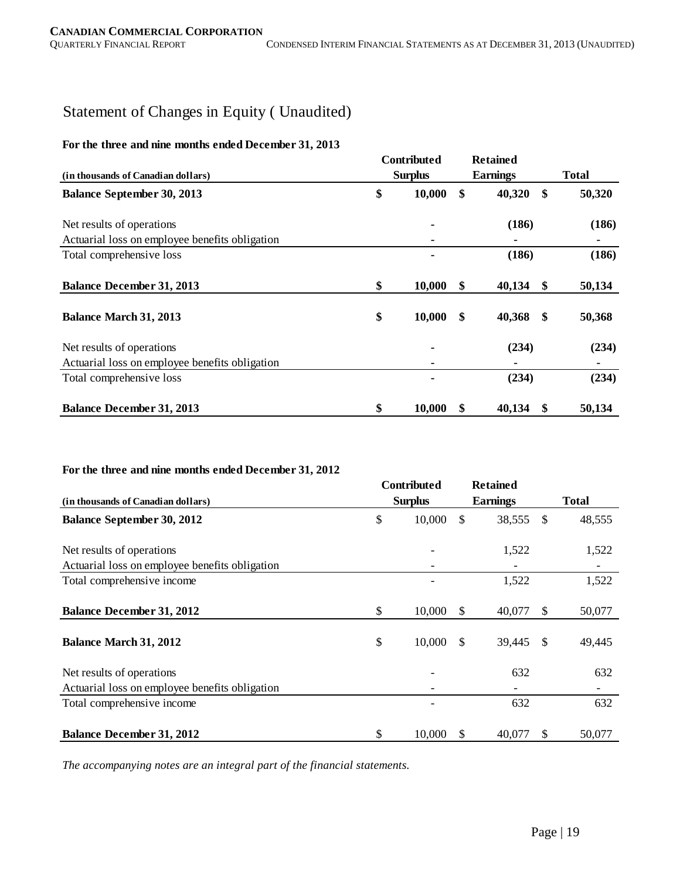# Statement of Changes in Equity ( Unaudited)

**For the three and nine months ended December 31, 2013**

| (in thousands of Canadian dollars) | Contributed Surplus | Retained Earnings | Total |
|---|---|---|---|
| **Balance September 30, 2013** | **$ 10,000** | **$ 40,320** | **$ 50,320** |
| Net results of operations | **-** | **(186)** | **(186)** |
| Actuarial loss on employee benefits obligation | **-** | **-** | **-** |
| Total comprehensive loss | **-** | **(186)** | **(186)** |
| **Balance December 31, 2013** | **$ 10,000** | **$ 40,134** | **$ 50,134** |
| **Balance March 31, 2013** | **$ 10,000** | **$ 40,368** | **$ 50,368** |
| Net results of operations | **-** | **(234)** | **(234)** |
| Actuarial loss on employee benefits obligation | **-** | **-** | **-** |
| Total comprehensive loss | **-** | **(234)** | **(234)** |
| **Balance December 31, 2013** | **$ 10,000** | **$ 40,134** | **$ 50,134** |

**For the three and nine months ended December 31, 2012**

| (in thousands of Canadian dollars) | Contributed Surplus | Retained Earnings | Total |
|---|---|---|---|
| **Balance September 30, 2012** | $ 10,000 | $ 38,555 | $ 48,555 |
| Net results of operations | - | 1,522 | 1,522 |
| Actuarial loss on employee benefits obligation | - | - | - |
| Total comprehensive income | - | 1,522 | 1,522 |
| **Balance December 31, 2012** | $ 10,000 | $ 40,077 | $ 50,077 |
| **Balance March 31, 2012** | $ 10,000 | $ 39,445 | $ 49,445 |
| Net results of operations | - | 632 | 632 |
| Actuarial loss on employee benefits obligation | - | - | - |
| Total comprehensive income | - | 632 | 632 |
| **Balance December 31, 2012** | $ 10,000 | $ 40,077 | $ 50,077 |

*The accompanying notes are an integral part of the financial statements.*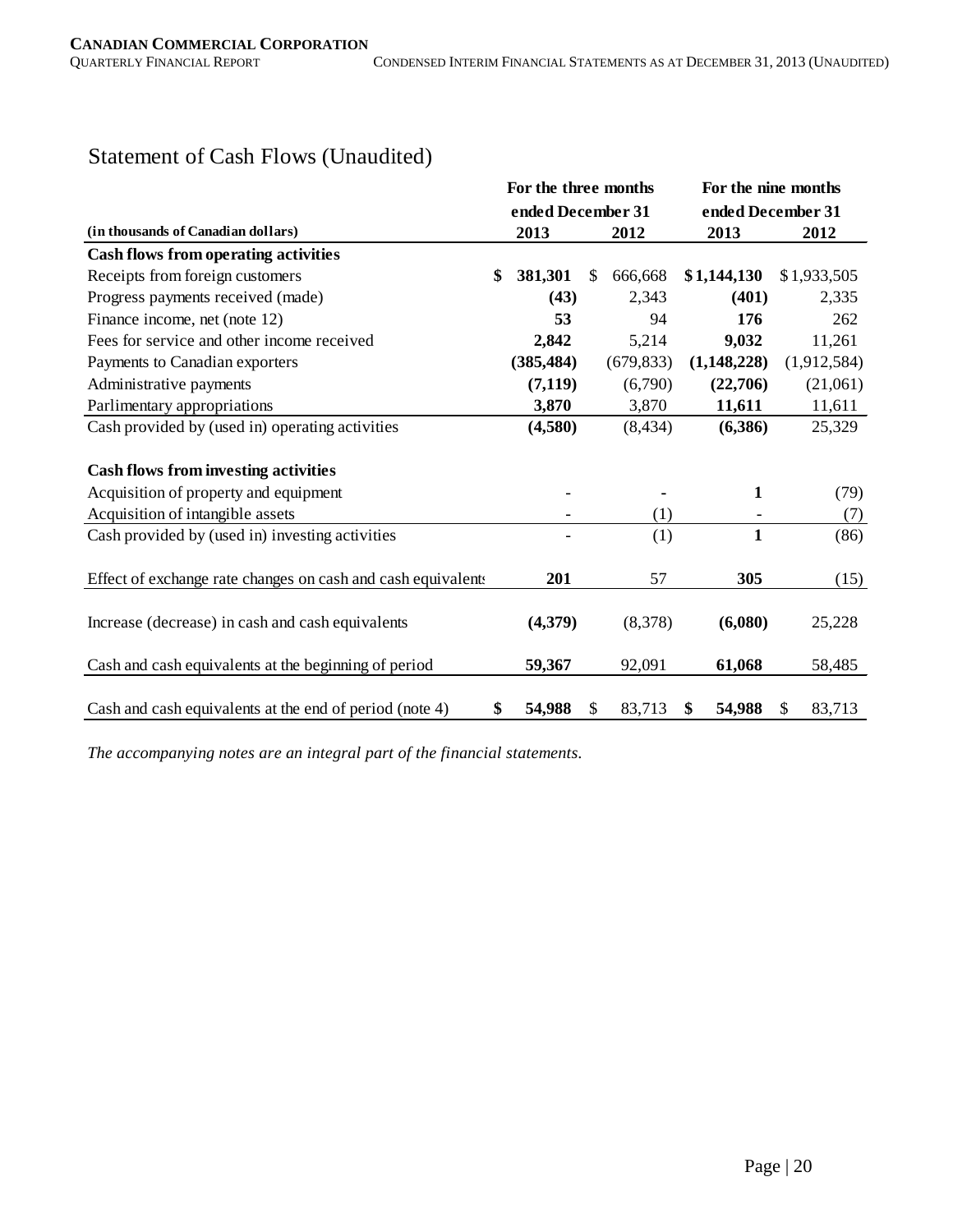# Statement of Cash Flows (Unaudited)

| (in thousands of Canadian dollars) | For the three months ended December 31 2013 | 2012 | For the nine months ended December 31 2013 | 2012 |
|---|---|---|---|---|
| **Cash flows from operating activities** | | | | |
| Receipts from foreign customers | **$ 381,301** | $ 666,668 | **$ 1,144,130** | $ 1,933,505 |
| Progress payments received (made) | **(43)** | 2,343 | **(401)** | 2,335 |
| Finance income, net (note 12) | **53** | 94 | **176** | 262 |
| Fees for service and other income received | **2,842** | 5,214 | **9,032** | 11,261 |
| Payments to Canadian exporters | **(385,484)** | (679,833) | **(1,148,228)** | (1,912,584) |
| Administrative payments | **(7,119)** | (6,790) | **(22,706)** | (21,061) |
| Parlimentary appropriations | **3,870** | 3,870 | **11,611** | 11,611 |
| Cash provided by (used in) operating activities | **(4,580)** | (8,434) | **(6,386)** | 25,329 |
| **Cash flows from investing activities** | | | | |
| Acquisition of property and equipment | **-** | **-** | **1** | (79) |
| Acquisition of intangible assets | - | (1) | - | (7) |
| Cash provided by (used in) investing activities | **-** | (1) | **1** | (86) |
| Effect of exchange rate changes on cash and cash equivalents | **201** | 57 | **305** | (15) |
| Increase (decrease) in cash and cash equivalents | **(4,379)** | (8,378) | **(6,080)** | 25,228 |
| Cash and cash equivalents at the beginning of period | **59,367** | 92,091 | **61,068** | 58,485 |
| Cash and cash equivalents at the end of period (note 4) | **$ 54,988** | $ 83,713 | **$ 54,988** | $ 83,713 |

*The accompanying notes are an integral part of the financial statements.*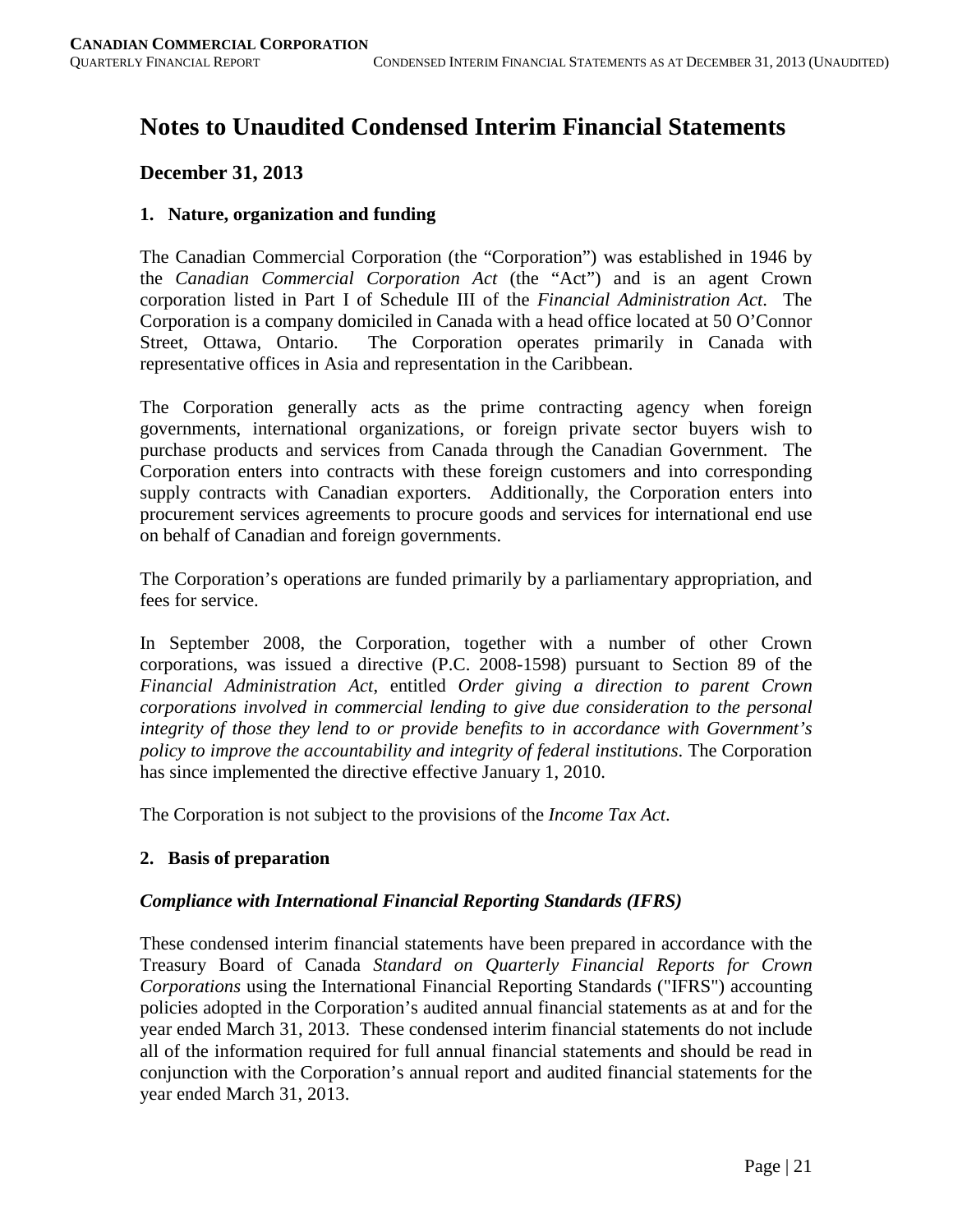# Notes to Unaudited Condensed Interim Financial Statements

## December 31, 2013

### 1. Nature, organization and funding

The Canadian Commercial Corporation (the "Corporation") was established in 1946 by the *Canadian Commercial Corporation Act* (the "Act") and is an agent Crown corporation listed in Part I of Schedule III of the *Financial Administration Act*. The Corporation is a company domiciled in Canada with a head office located at 50 O'Connor Street, Ottawa, Ontario. The Corporation operates primarily in Canada with representative offices in Asia and representation in the Caribbean.

The Corporation generally acts as the prime contracting agency when foreign governments, international organizations, or foreign private sector buyers wish to purchase products and services from Canada through the Canadian Government. The Corporation enters into contracts with these foreign customers and into corresponding supply contracts with Canadian exporters. Additionally, the Corporation enters into procurement services agreements to procure goods and services for international end use on behalf of Canadian and foreign governments.

The Corporation's operations are funded primarily by a parliamentary appropriation, and fees for service.

In September 2008, the Corporation, together with a number of other Crown corporations, was issued a directive (P.C. 2008-1598) pursuant to Section 89 of the *Financial Administration Act*, entitled *Order giving a direction to parent Crown corporations involved in commercial lending to give due consideration to the personal integrity of those they lend to or provide benefits to in accordance with Government's policy to improve the accountability and integrity of federal institutions*. The Corporation has since implemented the directive effective January 1, 2010.

The Corporation is not subject to the provisions of the *Income Tax Act*.

### 2. Basis of preparation

***Compliance with International Financial Reporting Standards (IFRS)***

These condensed interim financial statements have been prepared in accordance with the Treasury Board of Canada *Standard on Quarterly Financial Reports for Crown Corporations* using the International Financial Reporting Standards ("IFRS") accounting policies adopted in the Corporation's audited annual financial statements as at and for the year ended March 31, 2013. These condensed interim financial statements do not include all of the information required for full annual financial statements and should be read in conjunction with the Corporation's annual report and audited financial statements for the year ended March 31, 2013.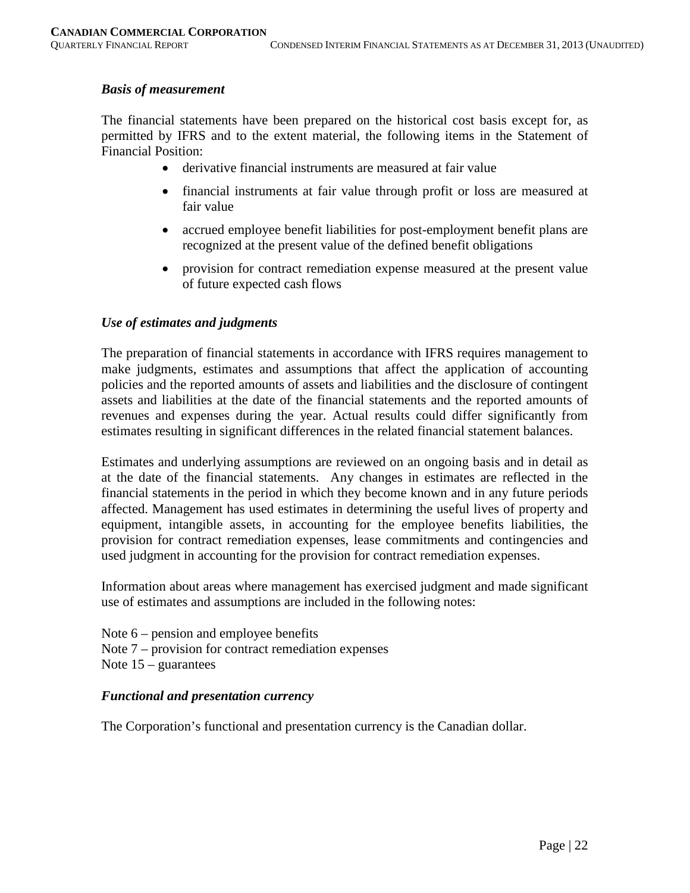### *Basis of measurement*

The financial statements have been prepared on the historical cost basis except for, as permitted by IFRS and to the extent material, the following items in the Statement of Financial Position:

- derivative financial instruments are measured at fair value
- financial instruments at fair value through profit or loss are measured at fair value
- accrued employee benefit liabilities for post-employment benefit plans are recognized at the present value of the defined benefit obligations
- provision for contract remediation expense measured at the present value of future expected cash flows

### *Use of estimates and judgments*

The preparation of financial statements in accordance with IFRS requires management to make judgments, estimates and assumptions that affect the application of accounting policies and the reported amounts of assets and liabilities and the disclosure of contingent assets and liabilities at the date of the financial statements and the reported amounts of revenues and expenses during the year. Actual results could differ significantly from estimates resulting in significant differences in the related financial statement balances.

Estimates and underlying assumptions are reviewed on an ongoing basis and in detail as at the date of the financial statements. Any changes in estimates are reflected in the financial statements in the period in which they become known and in any future periods affected. Management has used estimates in determining the useful lives of property and equipment, intangible assets, in accounting for the employee benefits liabilities, the provision for contract remediation expenses, lease commitments and contingencies and used judgment in accounting for the provision for contract remediation expenses.

Information about areas where management has exercised judgment and made significant use of estimates and assumptions are included in the following notes:

Note 6 – pension and employee benefits
Note 7 – provision for contract remediation expenses
Note 15 – guarantees

### *Functional and presentation currency*

The Corporation's functional and presentation currency is the Canadian dollar.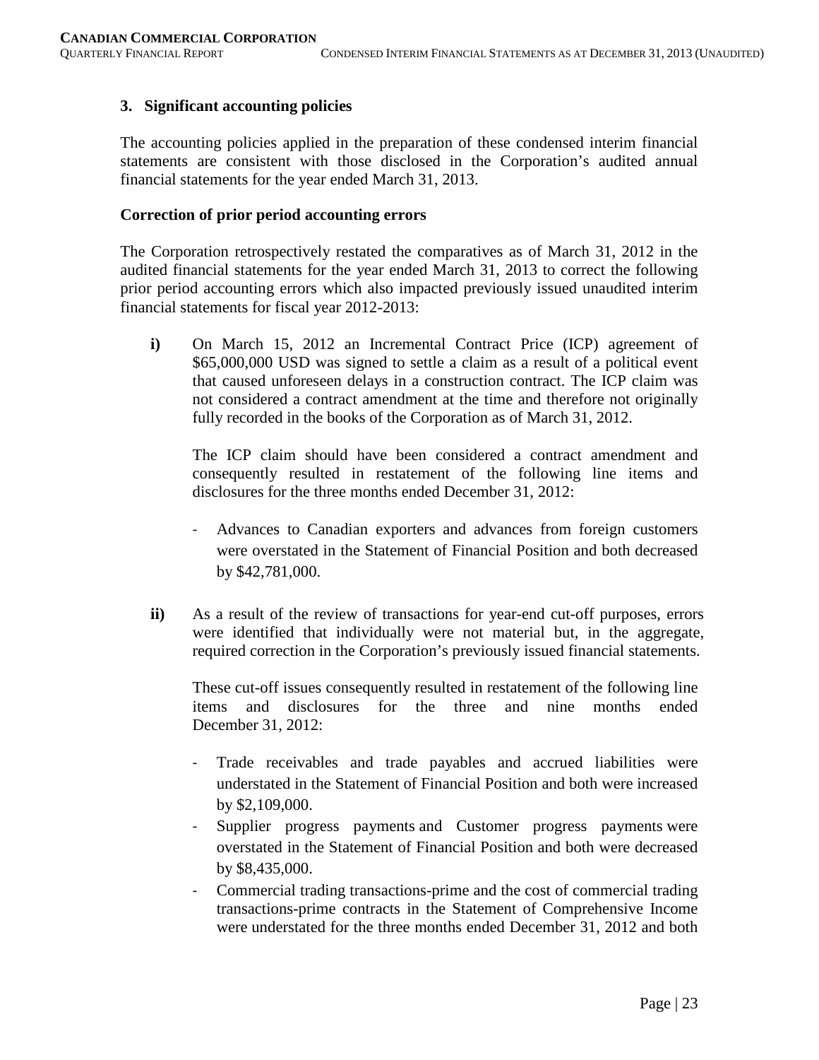## 3. Significant accounting policies

The accounting policies applied in the preparation of these condensed interim financial statements are consistent with those disclosed in the Corporation's audited annual financial statements for the year ended March 31, 2013.

### Correction of prior period accounting errors

The Corporation retrospectively restated the comparatives as of March 31, 2012 in the audited financial statements for the year ended March 31, 2013 to correct the following prior period accounting errors which also impacted previously issued unaudited interim financial statements for fiscal year 2012-2013:

**i)** On March 15, 2012 an Incremental Contract Price (ICP) agreement of $65,000,000 USD was signed to settle a claim as a result of a political event that caused unforeseen delays in a construction contract. The ICP claim was not considered a contract amendment at the time and therefore not originally fully recorded in the books of the Corporation as of March 31, 2012.

The ICP claim should have been considered a contract amendment and consequently resulted in restatement of the following line items and disclosures for the three months ended December 31, 2012:

- Advances to Canadian exporters and advances from foreign customers were overstated in the Statement of Financial Position and both decreased by $42,781,000.

**ii)** As a result of the review of transactions for year-end cut-off purposes, errors were identified that individually were not material but, in the aggregate, required correction in the Corporation's previously issued financial statements.

These cut-off issues consequently resulted in restatement of the following line items and disclosures for the three and nine months ended December 31, 2012:

- Trade receivables and trade payables and accrued liabilities were understated in the Statement of Financial Position and both were increased by $2,109,000.
- Supplier progress payments and Customer progress payments were overstated in the Statement of Financial Position and both were decreased by $8,435,000.
- Commercial trading transactions-prime and the cost of commercial trading transactions-prime contracts in the Statement of Comprehensive Income were understated for the three months ended December 31, 2012 and both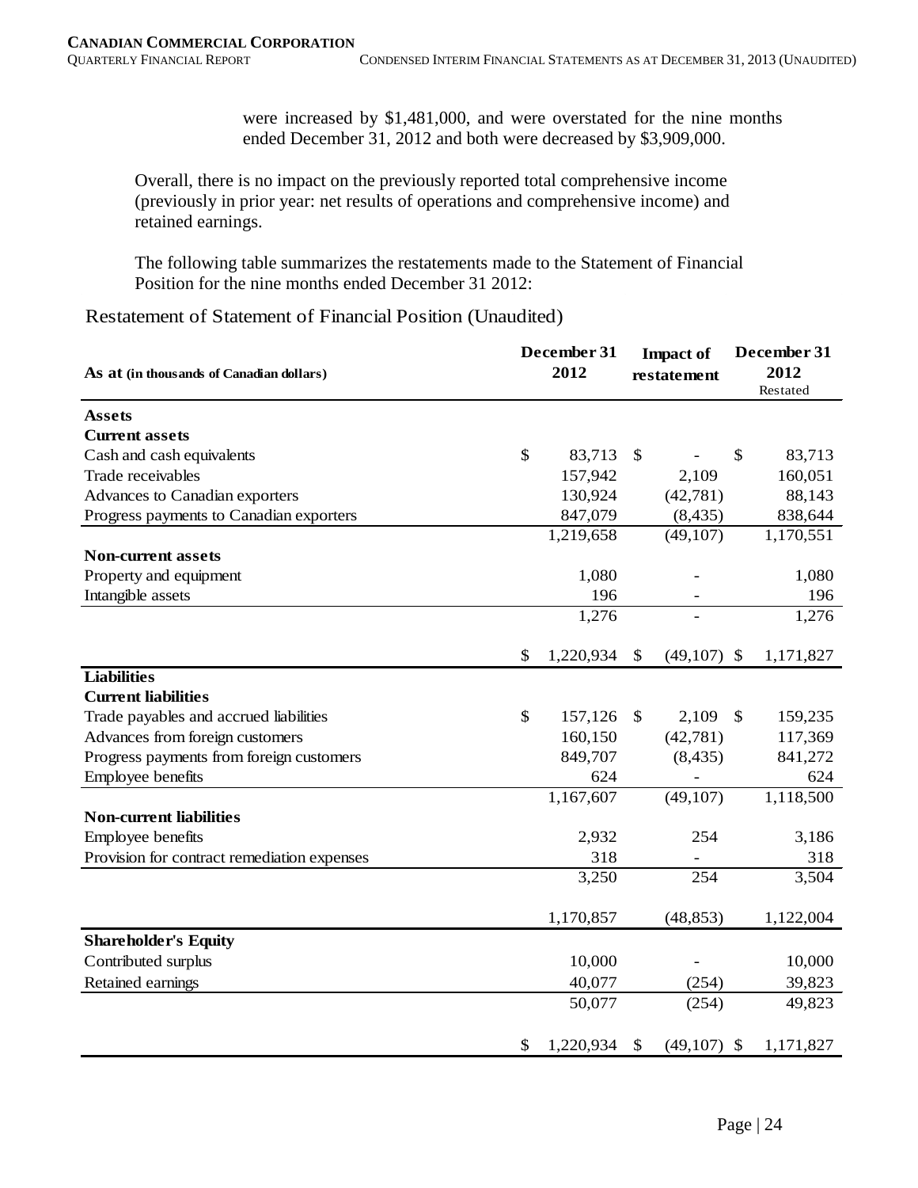were increased by $1,481,000, and were overstated for the nine months ended December 31, 2012 and both were decreased by $3,909,000.

Overall, there is no impact on the previously reported total comprehensive income (previously in prior year: net results of operations and comprehensive income) and retained earnings.

The following table summarizes the restatements made to the Statement of Financial Position for the nine months ended December 31 2012:

Restatement of Statement of Financial Position (Unaudited)

| As at (in thousands of Canadian dollars) | December 31 2012 | Impact of restatement | December 31 2012 Restated |
|---|---|---|---|
| **Assets** | | | |
| **Current assets** | | | |
| Cash and cash equivalents | $ 83,713 | $ - | $ 83,713 |
| Trade receivables | 157,942 | 2,109 | 160,051 |
| Advances to Canadian exporters | 130,924 | (42,781) | 88,143 |
| Progress payments to Canadian exporters | 847,079 | (8,435) | 838,644 |
| | 1,219,658 | (49,107) | 1,170,551 |
| **Non-current assets** | | | |
| Property and equipment | 1,080 | - | 1,080 |
| Intangible assets | 196 | - | 196 |
| | 1,276 | - | 1,276 |
| | $ 1,220,934 | $ (49,107) | $ 1,171,827 |
| **Liabilities** | | | |
| **Current liabilities** | | | |
| Trade payables and accrued liabilities | $ 157,126 | $ 2,109 | $ 159,235 |
| Advances from foreign customers | 160,150 | (42,781) | 117,369 |
| Progress payments from foreign customers | 849,707 | (8,435) | 841,272 |
| Employee benefits | 624 | - | 624 |
| | 1,167,607 | (49,107) | 1,118,500 |
| **Non-current liabilities** | | | |
| Employee benefits | 2,932 | 254 | 3,186 |
| Provision for contract remediation expenses | 318 | - | 318 |
| | 3,250 | 254 | 3,504 |
| | 1,170,857 | (48,853) | 1,122,004 |
| **Shareholder's Equity** | | | |
| Contributed surplus | 10,000 | - | 10,000 |
| Retained earnings | 40,077 | (254) | 39,823 |
| | 50,077 | (254) | 49,823 |
| | $ 1,220,934 | $ (49,107) | $ 1,171,827 |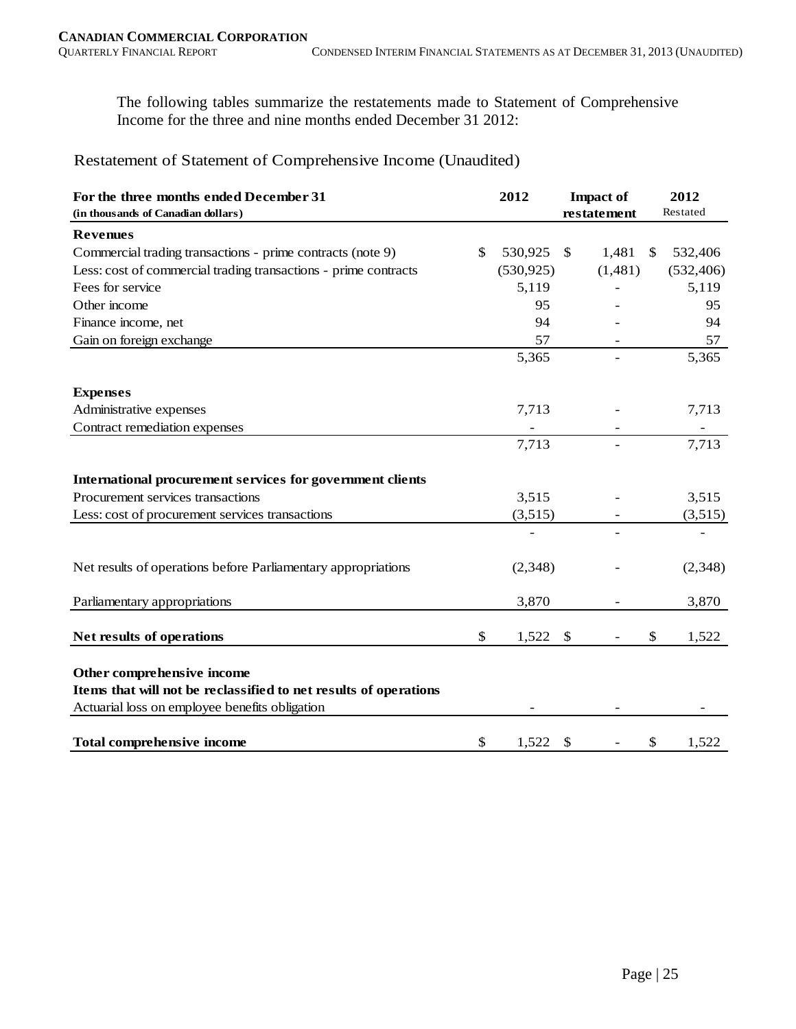The following tables summarize the restatements made to Statement of Comprehensive Income for the three and nine months ended December 31 2012:

## Restatement of Statement of Comprehensive Income (Unaudited)

| For the three months ended December 31 (in thousands of Canadian dollars) | 2012 | Impact of restatement | 2012 Restated |
|---|---|---|---|
| **Revenues** | | | |
| Commercial trading transactions - prime contracts (note 9) | $ 530,925 | $ 1,481 | $ 532,406 |
| Less: cost of commercial trading transactions - prime contracts | (530,925) | (1,481) | (532,406) |
| Fees for service | 5,119 | - | 5,119 |
| Other income | 95 | - | 95 |
| Finance income, net | 94 | - | 94 |
| Gain on foreign exchange | 57 | - | 57 |
| | 5,365 | - | 5,365 |
| **Expenses** | | | |
| Administrative expenses | 7,713 | - | 7,713 |
| Contract remediation expenses | - | - | - |
| | 7,713 | - | 7,713 |
| **International procurement services for government clients** | | | |
| Procurement services transactions | 3,515 | - | 3,515 |
| Less: cost of procurement services transactions | (3,515) | - | (3,515) |
| | - | - | - |
| Net results of operations before Parliamentary appropriations | (2,348) | - | (2,348) |
| Parliamentary appropriations | 3,870 | - | 3,870 |
| **Net results of operations** | $ 1,522 | $ - | $ 1,522 |
| **Other comprehensive income** | | | |
| **Items that will not be reclassified to net results of operations** | | | |
| Actuarial loss on employee benefits obligation | - | - | - |
| **Total comprehensive income** | $ 1,522 | $ - | $ 1,522 |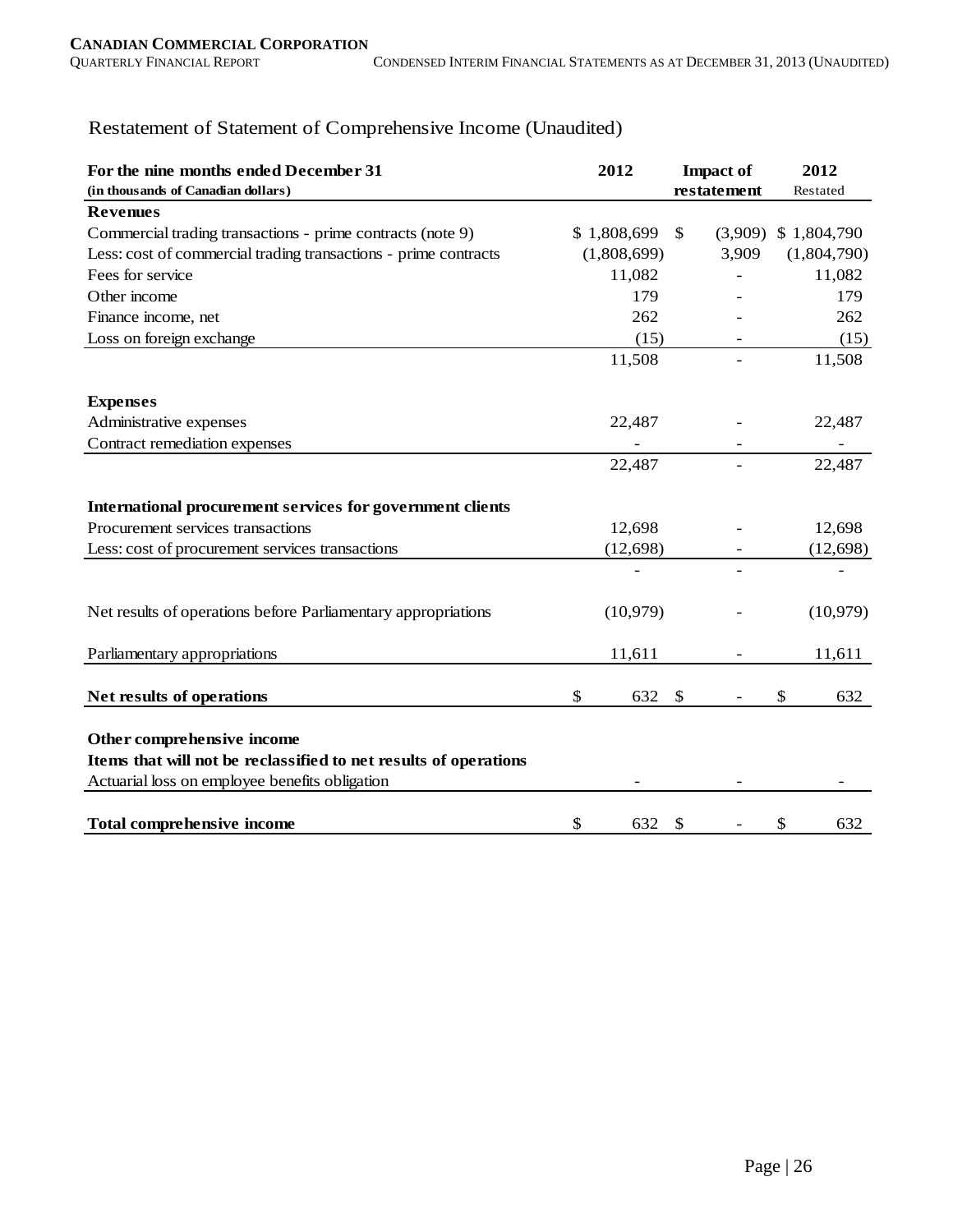## Restatement of Statement of Comprehensive Income (Unaudited)

| **For the nine months ended December 31** (in thousands of Canadian dollars) | **2012** | **Impact of restatement** | **2012** Restated |
|---|---|---|---|
| **Revenues** | | | |
| Commercial trading transactions - prime contracts (note 9) | $ 1,808,699 | $ (3,909) | $ 1,804,790 |
| Less: cost of commercial trading transactions - prime contracts | (1,808,699) | 3,909 | (1,804,790) |
| Fees for service | 11,082 | - | 11,082 |
| Other income | 179 | - | 179 |
| Finance income, net | 262 | - | 262 |
| Loss on foreign exchange | (15) | - | (15) |
| | 11,508 | - | 11,508 |
| **Expenses** | | | |
| Administrative expenses | 22,487 | - | 22,487 |
| Contract remediation expenses | - | - | - |
| | 22,487 | - | 22,487 |
| **International procurement services for government clients** | | | |
| Procurement services transactions | 12,698 | - | 12,698 |
| Less: cost of procurement services transactions | (12,698) | - | (12,698) |
| | - | - | - |
| Net results of operations before Parliamentary appropriations | (10,979) | - | (10,979) |
| Parliamentary appropriations | 11,611 | - | 11,611 |
| **Net results of operations** | $ 632 | $ - | $ 632 |
| **Other comprehensive income** | | | |
| **Items that will not be reclassified to net results of operations** | | | |
| Actuarial loss on employee benefits obligation | - | - | - |
| **Total comprehensive income** | $ 632 | $ - | $ 632 |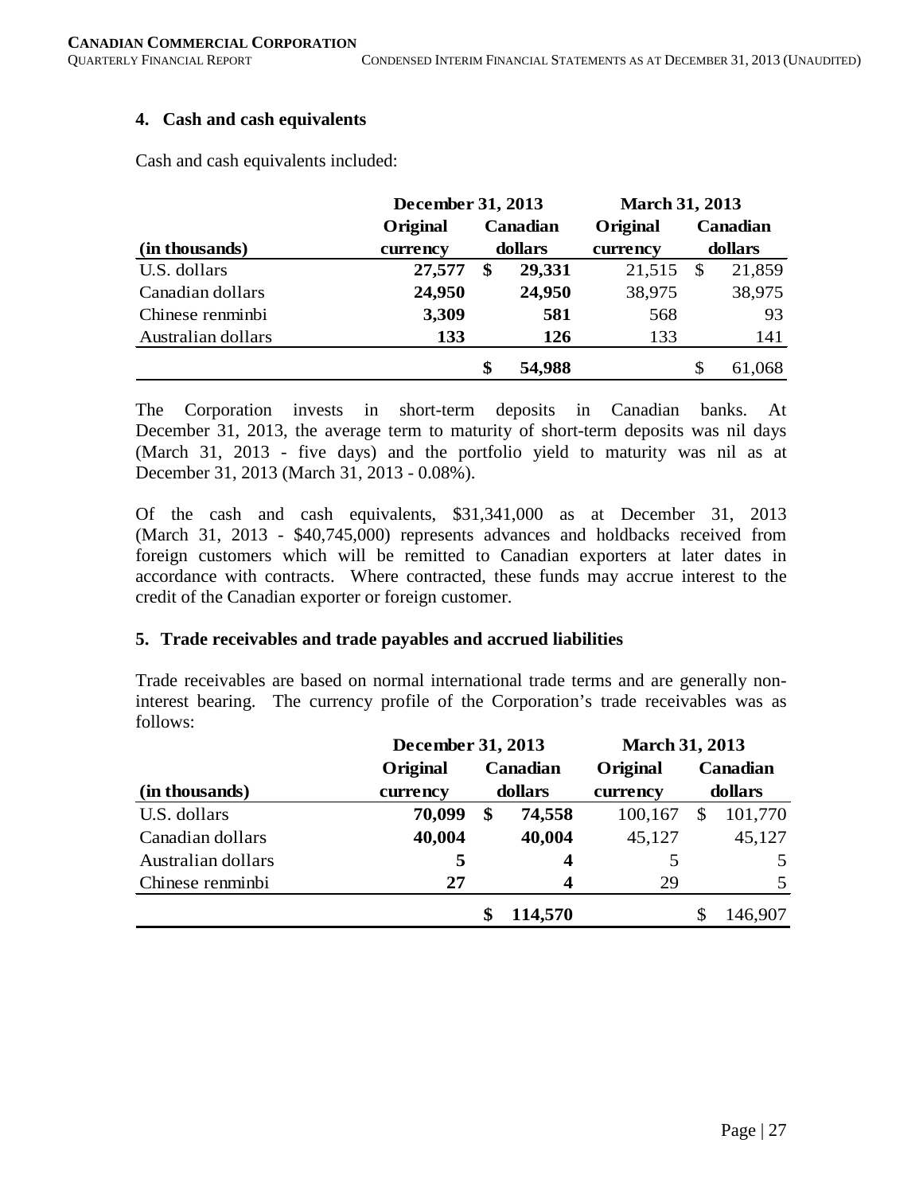## 4. Cash and cash equivalents

Cash and cash equivalents included:

| (in thousands) | December 31, 2013 Original currency | December 31, 2013 Canadian dollars | March 31, 2013 Original currency | March 31, 2013 Canadian dollars |
|---|---|---|---|---|
| U.S. dollars | **27,577** | **$ 29,331** | 21,515 | $ 21,859 |
| Canadian dollars | **24,950** | **24,950** | 38,975 | 38,975 |
| Chinese renminbi | **3,309** | **581** | 568 | 93 |
| Australian dollars | **133** | **126** | 133 | 141 |
| | | **$ 54,988** | | $ 61,068 |

The Corporation invests in short-term deposits in Canadian banks. At December 31, 2013, the average term to maturity of short-term deposits was nil days (March 31, 2013 - five days) and the portfolio yield to maturity was nil as at December 31, 2013 (March 31, 2013 - 0.08%).

Of the cash and cash equivalents, $31,341,000 as at December 31, 2013 (March 31, 2013 - $40,745,000) represents advances and holdbacks received from foreign customers which will be remitted to Canadian exporters at later dates in accordance with contracts. Where contracted, these funds may accrue interest to the credit of the Canadian exporter or foreign customer.

## 5. Trade receivables and trade payables and accrued liabilities

Trade receivables are based on normal international trade terms and are generally non-interest bearing. The currency profile of the Corporation's trade receivables was as follows:

| (in thousands) | December 31, 2013 Original currency | December 31, 2013 Canadian dollars | March 31, 2013 Original currency | March 31, 2013 Canadian dollars |
|---|---|---|---|---|
| U.S. dollars | **70,099** | **$ 74,558** | 100,167 | $ 101,770 |
| Canadian dollars | **40,004** | **40,004** | 45,127 | 45,127 |
| Australian dollars | **5** | **4** | 5 | 5 |
| Chinese renminbi | **27** | **4** | 29 | 5 |
| | | **$ 114,570** | | $ 146,907 |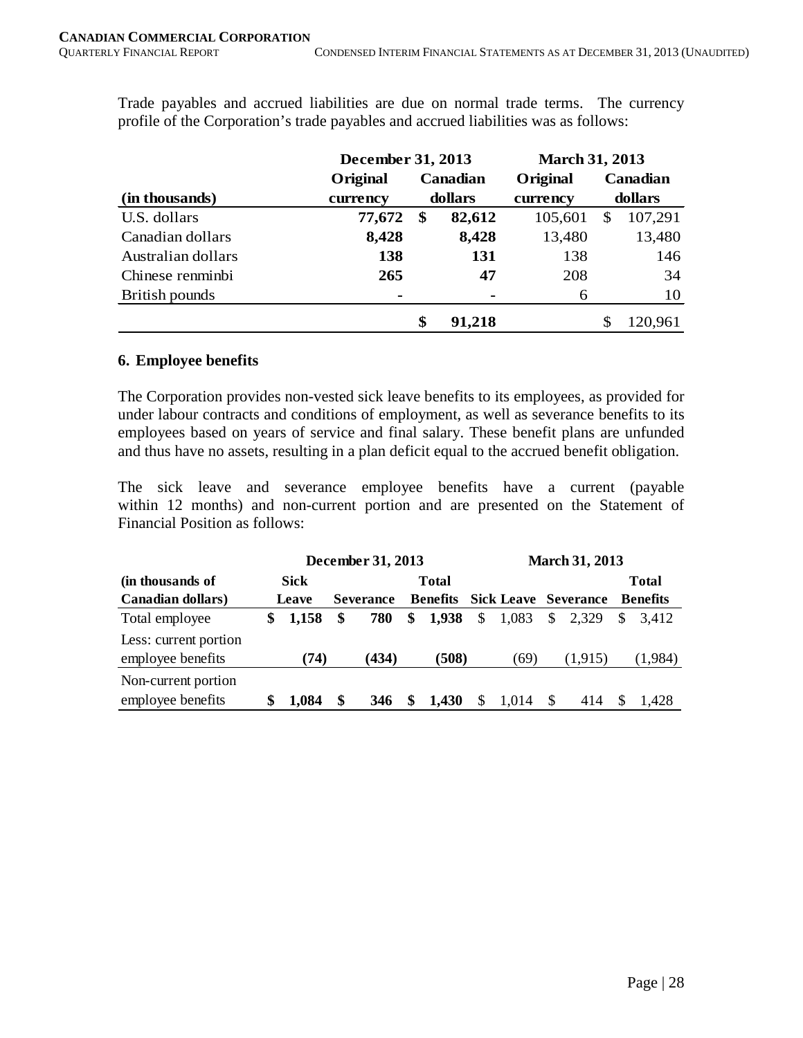Trade payables and accrued liabilities are due on normal trade terms. The currency profile of the Corporation's trade payables and accrued liabilities was as follows:

| | December 31, 2013 | | March 31, 2013 | |
|---|---|---|---|---|
| (in thousands) | Original currency | Canadian dollars | Original currency | Canadian dollars |
| U.S. dollars | **77,672** | **$ 82,612** | 105,601 | $ 107,291 |
| Canadian dollars | **8,428** | **8,428** | 13,480 | 13,480 |
| Australian dollars | **138** | **131** | 138 | 146 |
| Chinese renminbi | **265** | **47** | 208 | 34 |
| British pounds | **-** | **-** | 6 | 10 |
| | | **$ 91,218** | | $ 120,961 |

## 6. Employee benefits

The Corporation provides non-vested sick leave benefits to its employees, as provided for under labour contracts and conditions of employment, as well as severance benefits to its employees based on years of service and final salary. These benefit plans are unfunded and thus have no assets, resulting in a plan deficit equal to the accrued benefit obligation.

The sick leave and severance employee benefits have a current (payable within 12 months) and non-current portion and are presented on the Statement of Financial Position as follows:

| | December 31, 2013 | | | March 31, 2013 | | |
|---|---|---|---|---|---|---|
| (in thousands of Canadian dollars) | Sick Leave | Severance | Total Benefits | Sick Leave | Severance | Total Benefits |
| Total employee | **$ 1,158** | **$ 780** | **$ 1,938** | $ 1,083 | $ 2,329 | $ 3,412 |
| Less: current portion employee benefits | **(74)** | **(434)** | **(508)** | (69) | (1,915) | (1,984) |
| Non-current portion employee benefits | **$ 1,084** | **$ 346** | **$ 1,430** | $ 1,014 | $ 414 | $ 1,428 |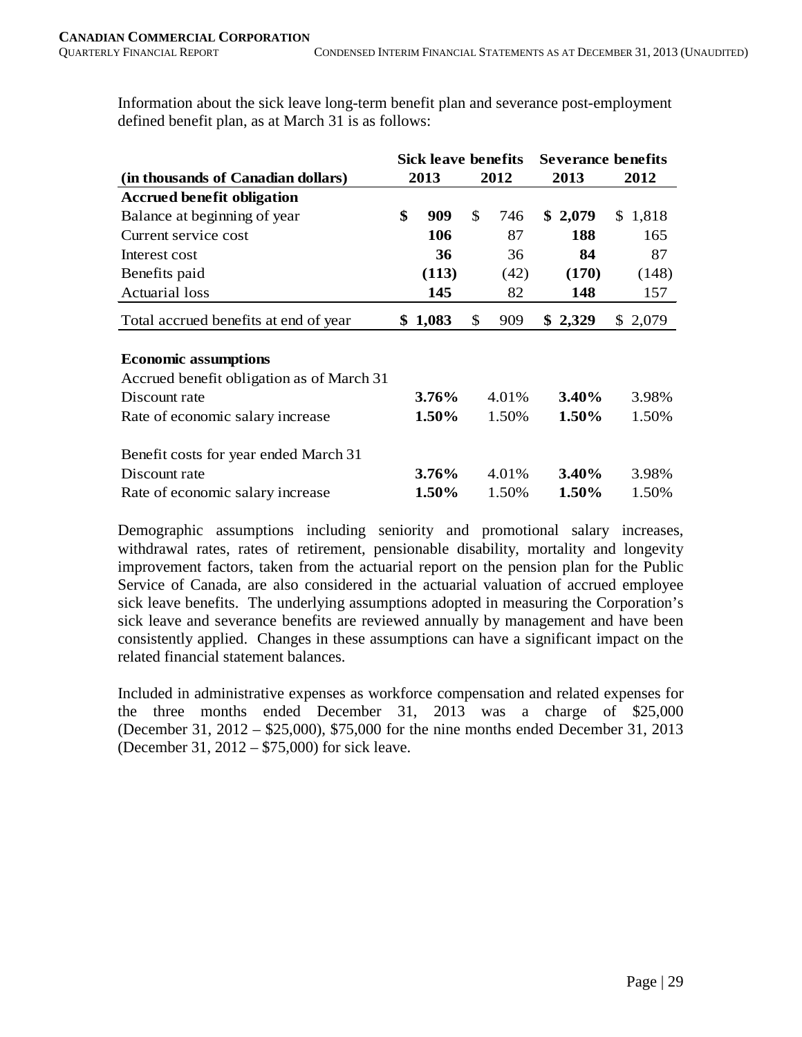Information about the sick leave long-term benefit plan and severance post-employment defined benefit plan, as at March 31 is as follows:

| | Sick leave benefits | | Severance benefits | |
|---|---|---|---|---|
| **(in thousands of Canadian dollars)** | **2013** | **2012** | **2013** | **2012** |
| **Accrued benefit obligation** | | | | |
| Balance at beginning of year | **$ 909** | $ 746 | **$ 2,079** | $ 1,818 |
| Current service cost | **106** | 87 | **188** | 165 |
| Interest cost | **36** | 36 | **84** | 87 |
| Benefits paid | **(113)** | (42) | **(170)** | (148) |
| Actuarial loss | **145** | 82 | **148** | 157 |
| Total accrued benefits at end of year | **$ 1,083** | $ 909 | **$ 2,329** | $ 2,079 |
| | | | | |
| **Economic assumptions** | | | | |
| Accrued benefit obligation as of March 31 | | | | |
| Discount rate | **3.76%** | 4.01% | **3.40%** | 3.98% |
| Rate of economic salary increase | **1.50%** | 1.50% | **1.50%** | 1.50% |
| | | | | |
| Benefit costs for year ended March 31 | | | | |
| Discount rate | **3.76%** | 4.01% | **3.40%** | 3.98% |
| Rate of economic salary increase | **1.50%** | 1.50% | **1.50%** | 1.50% |

Demographic assumptions including seniority and promotional salary increases, withdrawal rates, rates of retirement, pensionable disability, mortality and longevity improvement factors, taken from the actuarial report on the pension plan for the Public Service of Canada, are also considered in the actuarial valuation of accrued employee sick leave benefits. The underlying assumptions adopted in measuring the Corporation's sick leave and severance benefits are reviewed annually by management and have been consistently applied. Changes in these assumptions can have a significant impact on the related financial statement balances.

Included in administrative expenses as workforce compensation and related expenses for the three months ended December 31, 2013 was a charge of $25,000 (December 31, 2012 – $25,000), $75,000 for the nine months ended December 31, 2013 (December 31, 2012 – $75,000) for sick leave.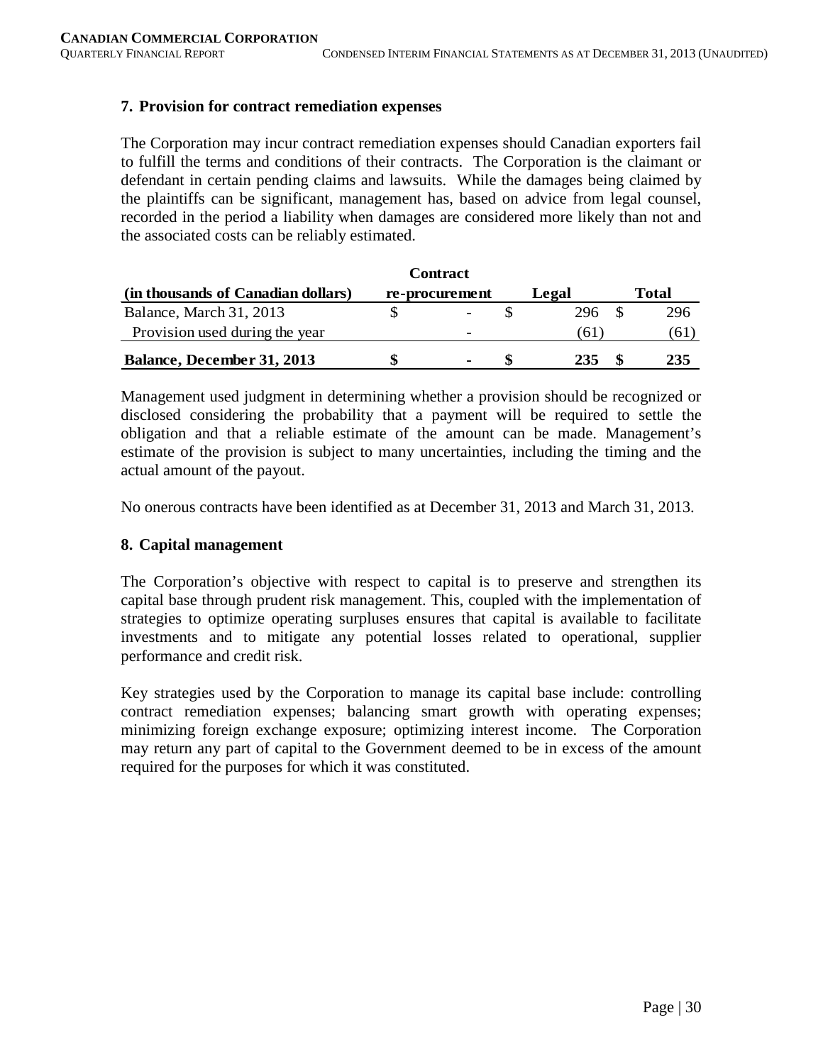## 7. Provision for contract remediation expenses

The Corporation may incur contract remediation expenses should Canadian exporters fail to fulfill the terms and conditions of their contracts. The Corporation is the claimant or defendant in certain pending claims and lawsuits. While the damages being claimed by the plaintiffs can be significant, management has, based on advice from legal counsel, recorded in the period a liability when damages are considered more likely than not and the associated costs can be reliably estimated.

| (in thousands of Canadian dollars) | Contract re-procurement | Legal | Total |
|---|---|---|---|
| Balance, March 31, 2013 | $ - | $ 296 | $ 296 |
| Provision used during the year | - | (61) | (61) |
| **Balance, December 31, 2013** | **$ -** | **$ 235** | **$ 235** |

Management used judgment in determining whether a provision should be recognized or disclosed considering the probability that a payment will be required to settle the obligation and that a reliable estimate of the amount can be made. Management's estimate of the provision is subject to many uncertainties, including the timing and the actual amount of the payout.

No onerous contracts have been identified as at December 31, 2013 and March 31, 2013.

## 8. Capital management

The Corporation's objective with respect to capital is to preserve and strengthen its capital base through prudent risk management. This, coupled with the implementation of strategies to optimize operating surpluses ensures that capital is available to facilitate investments and to mitigate any potential losses related to operational, supplier performance and credit risk.

Key strategies used by the Corporation to manage its capital base include: controlling contract remediation expenses; balancing smart growth with operating expenses; minimizing foreign exchange exposure; optimizing interest income. The Corporation may return any part of capital to the Government deemed to be in excess of the amount required for the purposes for which it was constituted.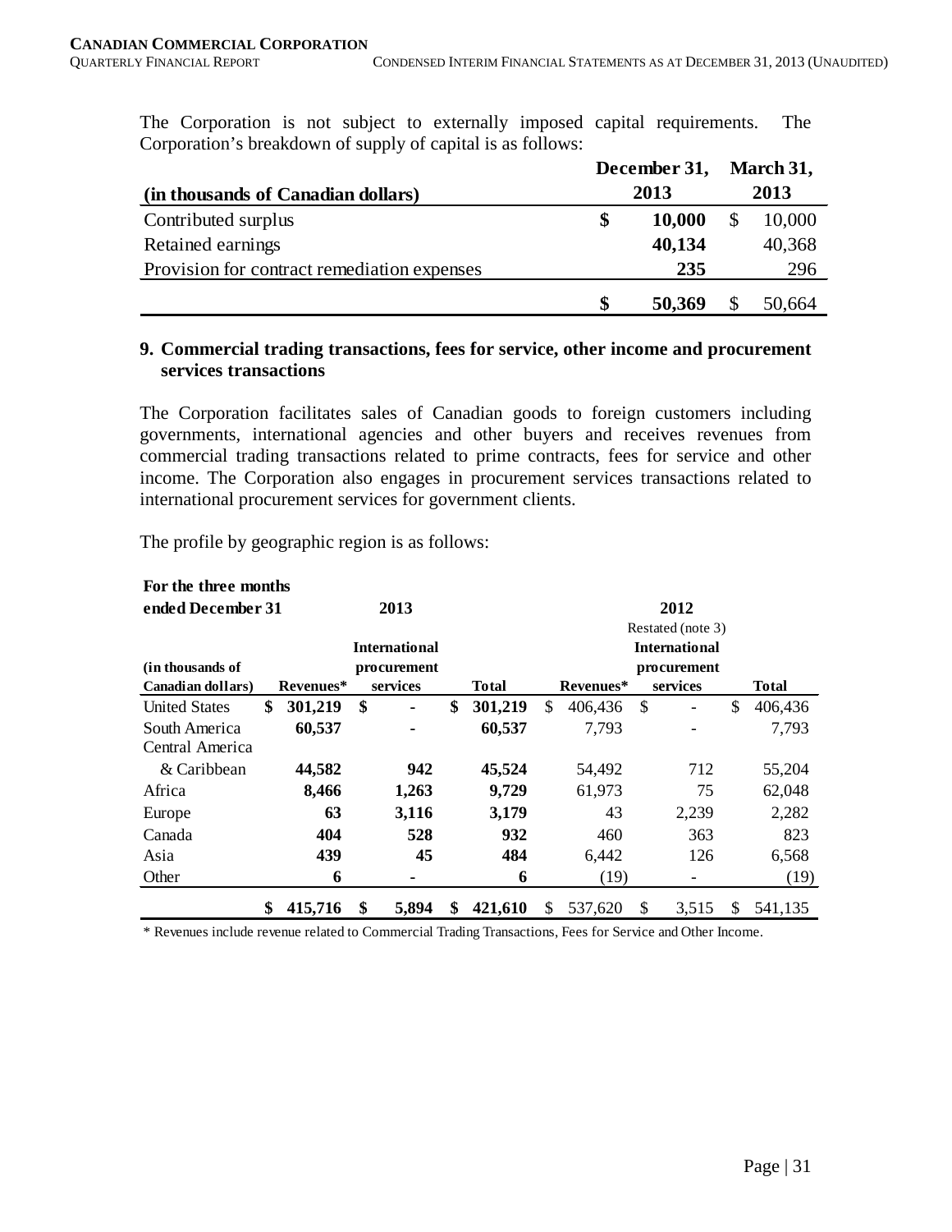The Corporation is not subject to externally imposed capital requirements. The Corporation's breakdown of supply of capital is as follows:

| (in thousands of Canadian dollars) | December 31, 2013 | March 31, 2013 |
|---|---|---|
| Contributed surplus | **$ 10,000** | $ 10,000 |
| Retained earnings | **40,134** | 40,368 |
| Provision for contract remediation expenses | **235** | 296 |
| | **$ 50,369** | $ 50,664 |

## 9. Commercial trading transactions, fees for service, other income and procurement services transactions

The Corporation facilitates sales of Canadian goods to foreign customers including governments, international agencies and other buyers and receives revenues from commercial trading transactions related to prime contracts, fees for service and other income. The Corporation also engages in procurement services transactions related to international procurement services for government clients.

The profile by geographic region is as follows:

| For the three months ended December 31 | 2013 | | | 2012 Restated (note 3) | | |
|---|---|---|---|---|---|---|
| (in thousands of Canadian dollars) | Revenues* | International procurement services | Total | Revenues* | International procurement services | Total |
| United States | **$ 301,219** | **$ -** | **$ 301,219** | $ 406,436 | $ - | $ 406,436 |
| South America | **60,537** | **-** | **60,537** | 7,793 | - | 7,793 |
| Central America & Caribbean | **44,582** | **942** | **45,524** | 54,492 | 712 | 55,204 |
| Africa | **8,466** | **1,263** | **9,729** | 61,973 | 75 | 62,048 |
| Europe | **63** | **3,116** | **3,179** | 43 | 2,239 | 2,282 |
| Canada | **404** | **528** | **932** | 460 | 363 | 823 |
| Asia | **439** | **45** | **484** | 6,442 | 126 | 6,568 |
| Other | **6** | **-** | **6** | (19) | - | (19) |
| | **$ 415,716** | **$ 5,894** | **$ 421,610** | $ 537,620 | $ 3,515 | $ 541,135 |

\* Revenues include revenue related to Commercial Trading Transactions, Fees for Service and Other Income.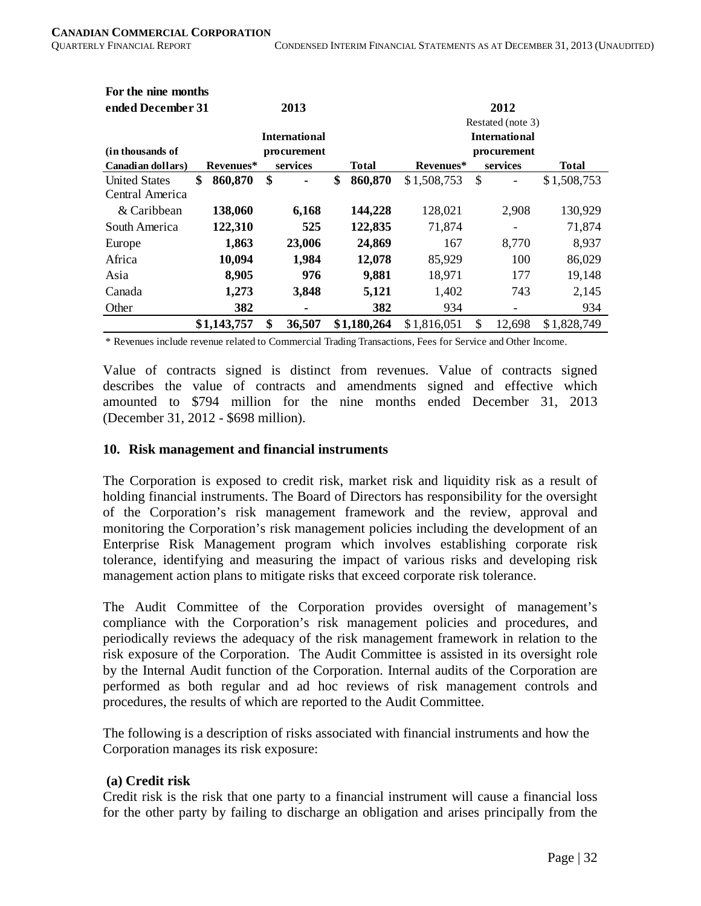| For the nine months ended December 31 | 2013 | | | 2012 Restated (note 3) | | |
|---|---|---|---|---|---|---|
| (in thousands of Canadian dollars) | Revenues* | International procurement services | Total | Revenues* | International procurement services | Total |
| United States | **$ 860,870** | **$ -** | **$ 860,870** | $ 1,508,753 | $ - | $ 1,508,753 |
| Central America & Caribbean | **138,060** | **6,168** | **144,228** | 128,021 | 2,908 | 130,929 |
| South America | **122,310** | **525** | **122,835** | 71,874 | - | 71,874 |
| Europe | **1,863** | **23,006** | **24,869** | 167 | 8,770 | 8,937 |
| Africa | **10,094** | **1,984** | **12,078** | 85,929 | 100 | 86,029 |
| Asia | **8,905** | **976** | **9,881** | 18,971 | 177 | 19,148 |
| Canada | **1,273** | **3,848** | **5,121** | 1,402 | 743 | 2,145 |
| Other | **382** | **-** | **382** | 934 | - | 934 |
| | **$1,143,757** | **$ 36,507** | **$1,180,264** | $ 1,816,051 | $ 12,698 | $ 1,828,749 |

* Revenues include revenue related to Commercial Trading Transactions, Fees for Service and Other Income.

Value of contracts signed is distinct from revenues. Value of contracts signed describes the value of contracts and amendments signed and effective which amounted to $794 million for the nine months ended December 31, 2013 (December 31, 2012 - $698 million).

## 10. Risk management and financial instruments

The Corporation is exposed to credit risk, market risk and liquidity risk as a result of holding financial instruments. The Board of Directors has responsibility for the oversight of the Corporation's risk management framework and the review, approval and monitoring the Corporation's risk management policies including the development of an Enterprise Risk Management program which involves establishing corporate risk tolerance, identifying and measuring the impact of various risks and developing risk management action plans to mitigate risks that exceed corporate risk tolerance.

The Audit Committee of the Corporation provides oversight of management's compliance with the Corporation's risk management policies and procedures, and periodically reviews the adequacy of the risk management framework in relation to the risk exposure of the Corporation. The Audit Committee is assisted in its oversight role by the Internal Audit function of the Corporation. Internal audits of the Corporation are performed as both regular and ad hoc reviews of risk management controls and procedures, the results of which are reported to the Audit Committee.

The following is a description of risks associated with financial instruments and how the Corporation manages its risk exposure:

**(a) Credit risk**

Credit risk is the risk that one party to a financial instrument will cause a financial loss for the other party by failing to discharge an obligation and arises principally from the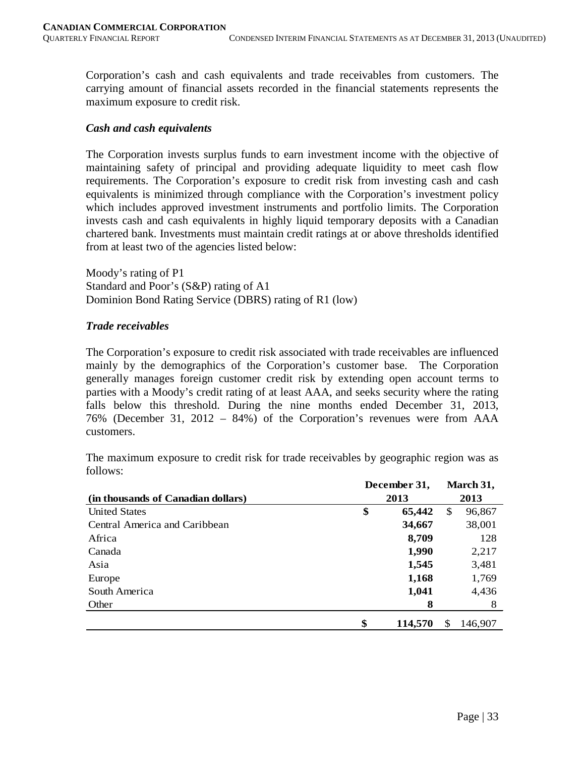Corporation's cash and cash equivalents and trade receivables from customers. The carrying amount of financial assets recorded in the financial statements represents the maximum exposure to credit risk.

***Cash and cash equivalents***

The Corporation invests surplus funds to earn investment income with the objective of maintaining safety of principal and providing adequate liquidity to meet cash flow requirements. The Corporation's exposure to credit risk from investing cash and cash equivalents is minimized through compliance with the Corporation's investment policy which includes approved investment instruments and portfolio limits. The Corporation invests cash and cash equivalents in highly liquid temporary deposits with a Canadian chartered bank. Investments must maintain credit ratings at or above thresholds identified from at least two of the agencies listed below:

Moody's rating of P1
Standard and Poor's (S&P) rating of A1
Dominion Bond Rating Service (DBRS) rating of R1 (low)

***Trade receivables***

The Corporation's exposure to credit risk associated with trade receivables are influenced mainly by the demographics of the Corporation's customer base. The Corporation generally manages foreign customer credit risk by extending open account terms to parties with a Moody's credit rating of at least AAA, and seeks security where the rating falls below this threshold. During the nine months ended December 31, 2013, 76% (December 31, 2012 – 84%) of the Corporation's revenues were from AAA customers.

The maximum exposure to credit risk for trade receivables by geographic region was as follows:

| (in thousands of Canadian dollars) | December 31, 2013 | March 31, 2013 |
|---|---|---|
| United States | **$ 65,442** | $ 96,867 |
| Central America and Caribbean | **34,667** | 38,001 |
| Africa | **8,709** | 128 |
| Canada | **1,990** | 2,217 |
| Asia | **1,545** | 3,481 |
| Europe | **1,168** | 1,769 |
| South America | **1,041** | 4,436 |
| Other | **8** | 8 |
| | **$ 114,570** | $ 146,907 |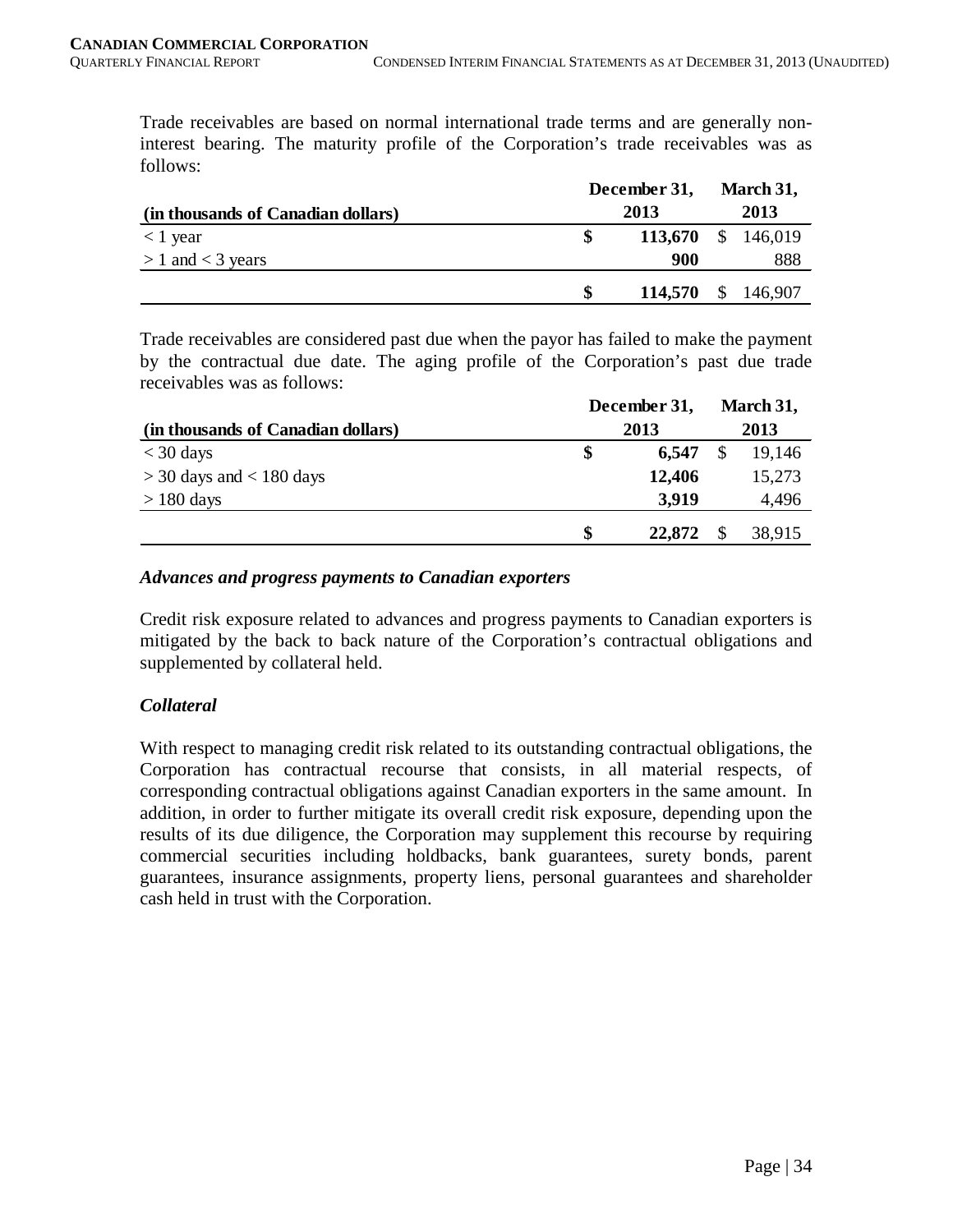Trade receivables are based on normal international trade terms and are generally non-interest bearing. The maturity profile of the Corporation's trade receivables was as follows:

| (in thousands of Canadian dollars) | December 31, 2013 | March 31, 2013 |
|---|---|---|
| < 1 year | **$ 113,670** | $ 146,019 |
| > 1 and < 3 years | **900** | 888 |
| | **$ 114,570** | $ 146,907 |

Trade receivables are considered past due when the payor has failed to make the payment by the contractual due date. The aging profile of the Corporation's past due trade receivables was as follows:

| (in thousands of Canadian dollars) | December 31, 2013 | March 31, 2013 |
|---|---|---|
| < 30 days | **$ 6,547** | $ 19,146 |
| > 30 days and < 180 days | **12,406** | 15,273 |
| > 180 days | **3,919** | 4,496 |
| | **$ 22,872** | $ 38,915 |

### *Advances and progress payments to Canadian exporters*

Credit risk exposure related to advances and progress payments to Canadian exporters is mitigated by the back to back nature of the Corporation's contractual obligations and supplemented by collateral held.

### *Collateral*

With respect to managing credit risk related to its outstanding contractual obligations, the Corporation has contractual recourse that consists, in all material respects, of corresponding contractual obligations against Canadian exporters in the same amount. In addition, in order to further mitigate its overall credit risk exposure, depending upon the results of its due diligence, the Corporation may supplement this recourse by requiring commercial securities including holdbacks, bank guarantees, surety bonds, parent guarantees, insurance assignments, property liens, personal guarantees and shareholder cash held in trust with the Corporation.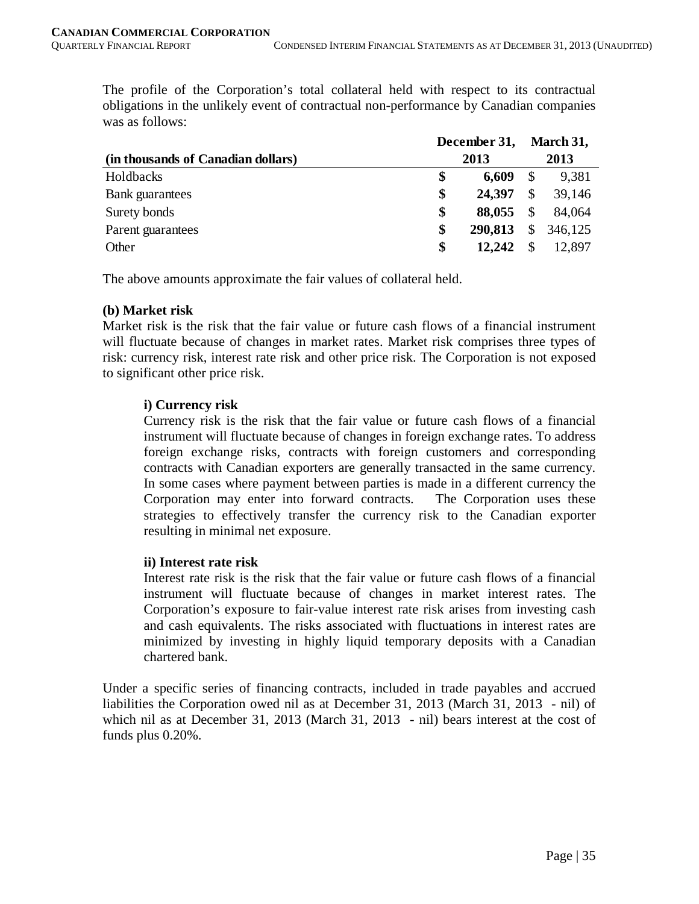The profile of the Corporation's total collateral held with respect to its contractual obligations in the unlikely event of contractual non-performance by Canadian companies was as follows:

| (in thousands of Canadian dollars) | December 31, 2013 | March 31, 2013 |
|---|---|---|
| Holdbacks | **$ 6,609** | $ 9,381 |
| Bank guarantees | **$ 24,397** | $ 39,146 |
| Surety bonds | **$ 88,055** | $ 84,064 |
| Parent guarantees | **$ 290,813** | $ 346,125 |
| Other | **$ 12,242** | $ 12,897 |

The above amounts approximate the fair values of collateral held.

**(b) Market risk**

Market risk is the risk that the fair value or future cash flows of a financial instrument will fluctuate because of changes in market rates. Market risk comprises three types of risk: currency risk, interest rate risk and other price risk. The Corporation is not exposed to significant other price risk.

**i) Currency risk**

Currency risk is the risk that the fair value or future cash flows of a financial instrument will fluctuate because of changes in foreign exchange rates. To address foreign exchange risks, contracts with foreign customers and corresponding contracts with Canadian exporters are generally transacted in the same currency. In some cases where payment between parties is made in a different currency the Corporation may enter into forward contracts. The Corporation uses these strategies to effectively transfer the currency risk to the Canadian exporter resulting in minimal net exposure.

**ii) Interest rate risk**

Interest rate risk is the risk that the fair value or future cash flows of a financial instrument will fluctuate because of changes in market interest rates. The Corporation's exposure to fair-value interest rate risk arises from investing cash and cash equivalents. The risks associated with fluctuations in interest rates are minimized by investing in highly liquid temporary deposits with a Canadian chartered bank.

Under a specific series of financing contracts, included in trade payables and accrued liabilities the Corporation owed nil as at December 31, 2013 (March 31, 2013 - nil) of which nil as at December 31, 2013 (March 31, 2013 - nil) bears interest at the cost of funds plus 0.20%.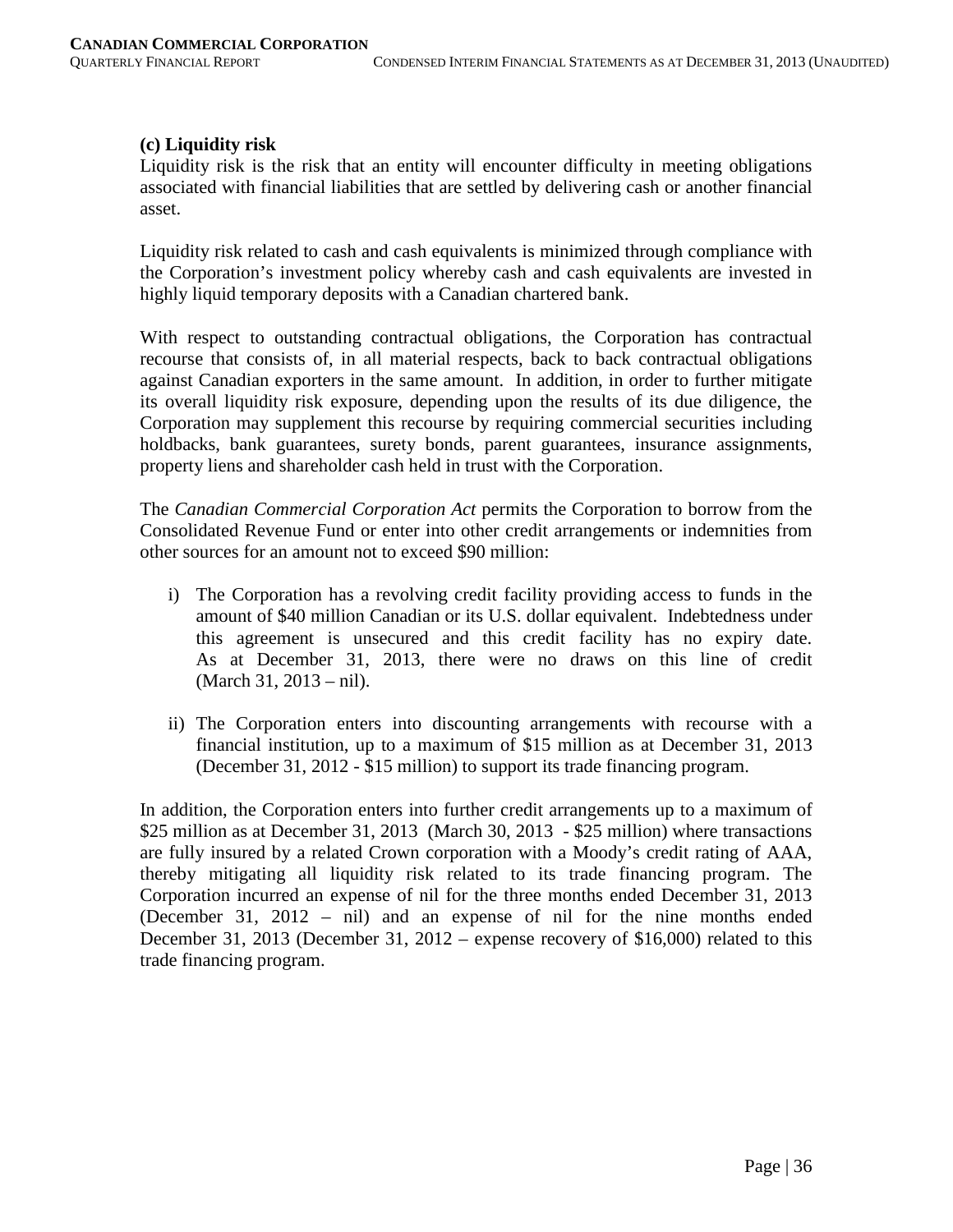**(c) Liquidity risk**

Liquidity risk is the risk that an entity will encounter difficulty in meeting obligations associated with financial liabilities that are settled by delivering cash or another financial asset.

Liquidity risk related to cash and cash equivalents is minimized through compliance with the Corporation's investment policy whereby cash and cash equivalents are invested in highly liquid temporary deposits with a Canadian chartered bank.

With respect to outstanding contractual obligations, the Corporation has contractual recourse that consists of, in all material respects, back to back contractual obligations against Canadian exporters in the same amount. In addition, in order to further mitigate its overall liquidity risk exposure, depending upon the results of its due diligence, the Corporation may supplement this recourse by requiring commercial securities including holdbacks, bank guarantees, surety bonds, parent guarantees, insurance assignments, property liens and shareholder cash held in trust with the Corporation.

The *Canadian Commercial Corporation Act* permits the Corporation to borrow from the Consolidated Revenue Fund or enter into other credit arrangements or indemnities from other sources for an amount not to exceed $90 million:

i) The Corporation has a revolving credit facility providing access to funds in the amount of $40 million Canadian or its U.S. dollar equivalent. Indebtedness under this agreement is unsecured and this credit facility has no expiry date. As at December 31, 2013, there were no draws on this line of credit (March 31, 2013 – nil).

ii) The Corporation enters into discounting arrangements with recourse with a financial institution, up to a maximum of $15 million as at December 31, 2013 (December 31, 2012 - $15 million) to support its trade financing program.

In addition, the Corporation enters into further credit arrangements up to a maximum of $25 million as at December 31, 2013 (March 30, 2013 - $25 million) where transactions are fully insured by a related Crown corporation with a Moody's credit rating of AAA, thereby mitigating all liquidity risk related to its trade financing program. The Corporation incurred an expense of nil for the three months ended December 31, 2013 (December 31, 2012 – nil) and an expense of nil for the nine months ended December 31, 2013 (December 31, 2012 – expense recovery of $16,000) related to this trade financing program.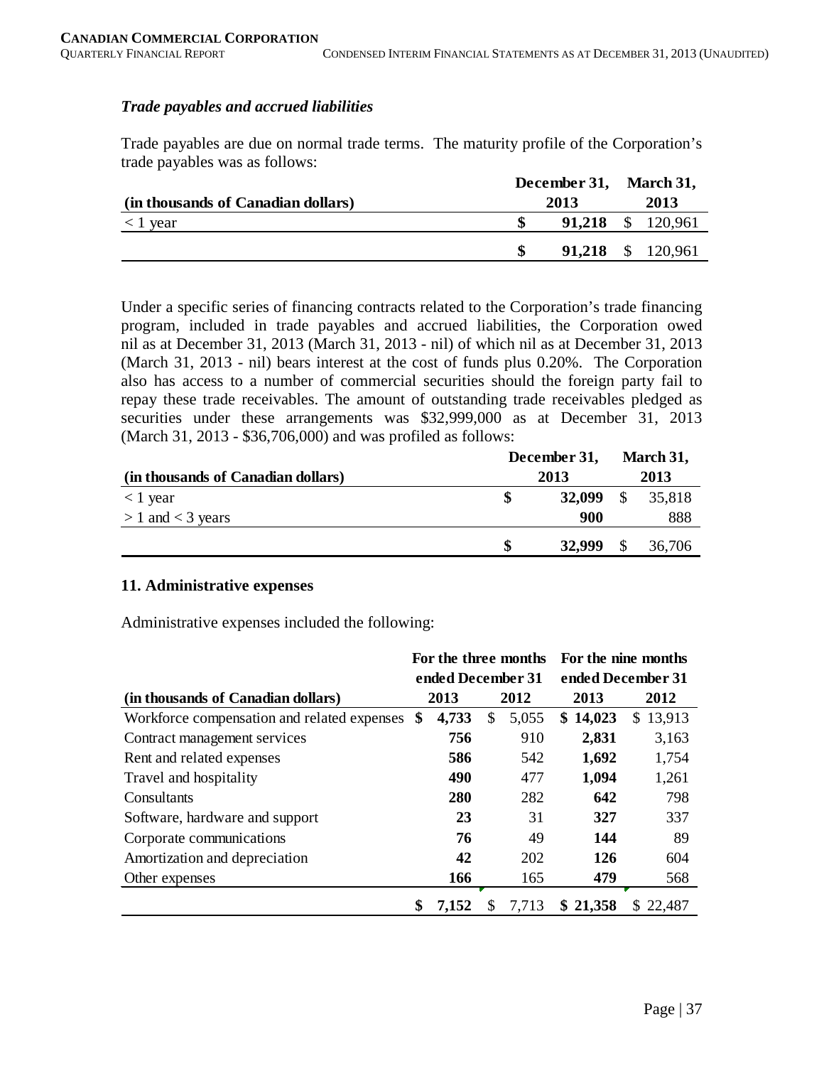### *Trade payables and accrued liabilities*

Trade payables are due on normal trade terms. The maturity profile of the Corporation's trade payables was as follows:

| (in thousands of Canadian dollars) | December 31, 2013 | March 31, 2013 |
|---|---|---|
| < 1 year | **$ 91,218** | $ 120,961 |
| | **$ 91,218** | $ 120,961 |

Under a specific series of financing contracts related to the Corporation's trade financing program, included in trade payables and accrued liabilities, the Corporation owed nil as at December 31, 2013 (March 31, 2013 - nil) of which nil as at December 31, 2013 (March 31, 2013 - nil) bears interest at the cost of funds plus 0.20%. The Corporation also has access to a number of commercial securities should the foreign party fail to repay these trade receivables. The amount of outstanding trade receivables pledged as securities under these arrangements was $32,999,000 as at December 31, 2013 (March 31, 2013 - $36,706,000) and was profiled as follows:

| (in thousands of Canadian dollars) | December 31, 2013 | March 31, 2013 |
|---|---|---|
| < 1 year | **$ 32,099** | $ 35,818 |
| > 1 and < 3 years | **900** | 888 |
| | **$ 32,999** | $ 36,706 |

## 11. Administrative expenses

Administrative expenses included the following:

| | For the three months ended December 31 | | For the nine months ended December 31 | |
|---|---|---|---|---|
| (in thousands of Canadian dollars) | 2013 | 2012 | 2013 | 2012 |
| Workforce compensation and related expenses | **$ 4,733** | $ 5,055 | **$ 14,023** | $ 13,913 |
| Contract management services | **756** | 910 | **2,831** | 3,163 |
| Rent and related expenses | **586** | 542 | **1,692** | 1,754 |
| Travel and hospitality | **490** | 477 | **1,094** | 1,261 |
| Consultants | **280** | 282 | **642** | 798 |
| Software, hardware and support | **23** | 31 | **327** | 337 |
| Corporate communications | **76** | 49 | **144** | 89 |
| Amortization and depreciation | **42** | 202 | **126** | 604 |
| Other expenses | **166** | 165 | **479** | 568 |
| | **$ 7,152** | $ 7,713 | **$ 21,358** | $ 22,487 |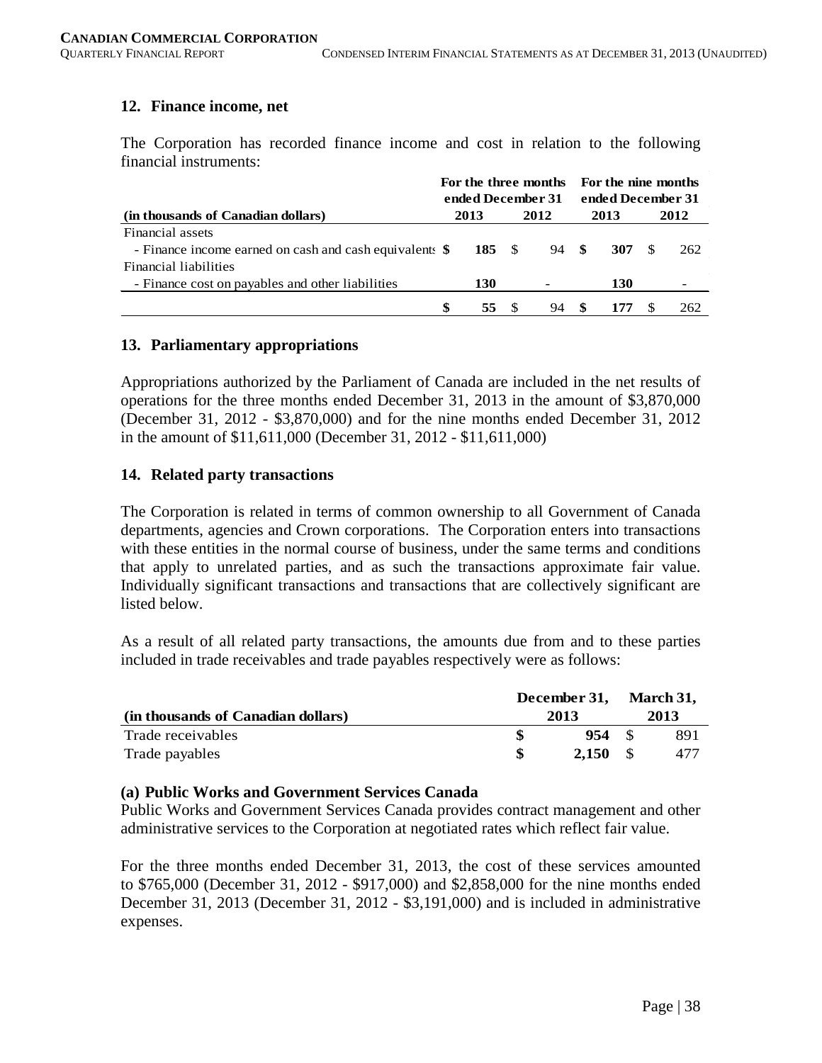## 12. Finance income, net

The Corporation has recorded finance income and cost in relation to the following financial instruments:

| (in thousands of Canadian dollars) | For the three months ended December 31 2013 | 2012 | For the nine months ended December 31 2013 | 2012 |
|---|---|---|---|---|
| Financial assets | | | | |
| - Finance income earned on cash and cash equivalents | **$ 185** | $ 94 | **$ 307** | $ 262 |
| Financial liabilities | | | | |
| - Finance cost on payables and other liabilities | **130** | - | **130** | - |
| | **$ 55** | $ 94 | **$ 177** | $ 262 |

## 13. Parliamentary appropriations

Appropriations authorized by the Parliament of Canada are included in the net results of operations for the three months ended December 31, 2013 in the amount of $3,870,000 (December 31, 2012 - $3,870,000) and for the nine months ended December 31, 2012 in the amount of $11,611,000 (December 31, 2012 - $11,611,000)

## 14. Related party transactions

The Corporation is related in terms of common ownership to all Government of Canada departments, agencies and Crown corporations. The Corporation enters into transactions with these entities in the normal course of business, under the same terms and conditions that apply to unrelated parties, and as such the transactions approximate fair value. Individually significant transactions and transactions that are collectively significant are listed below.

As a result of all related party transactions, the amounts due from and to these parties included in trade receivables and trade payables respectively were as follows:

| (in thousands of Canadian dollars) | December 31, 2013 | March 31, 2013 |
|---|---|---|
| Trade receivables | **$ 954** | $ 891 |
| Trade payables | **$ 2,150** | $ 477 |

**(a) Public Works and Government Services Canada**

Public Works and Government Services Canada provides contract management and other administrative services to the Corporation at negotiated rates which reflect fair value.

For the three months ended December 31, 2013, the cost of these services amounted to $765,000 (December 31, 2012 - $917,000) and $2,858,000 for the nine months ended December 31, 2013 (December 31, 2012 - $3,191,000) and is included in administrative expenses.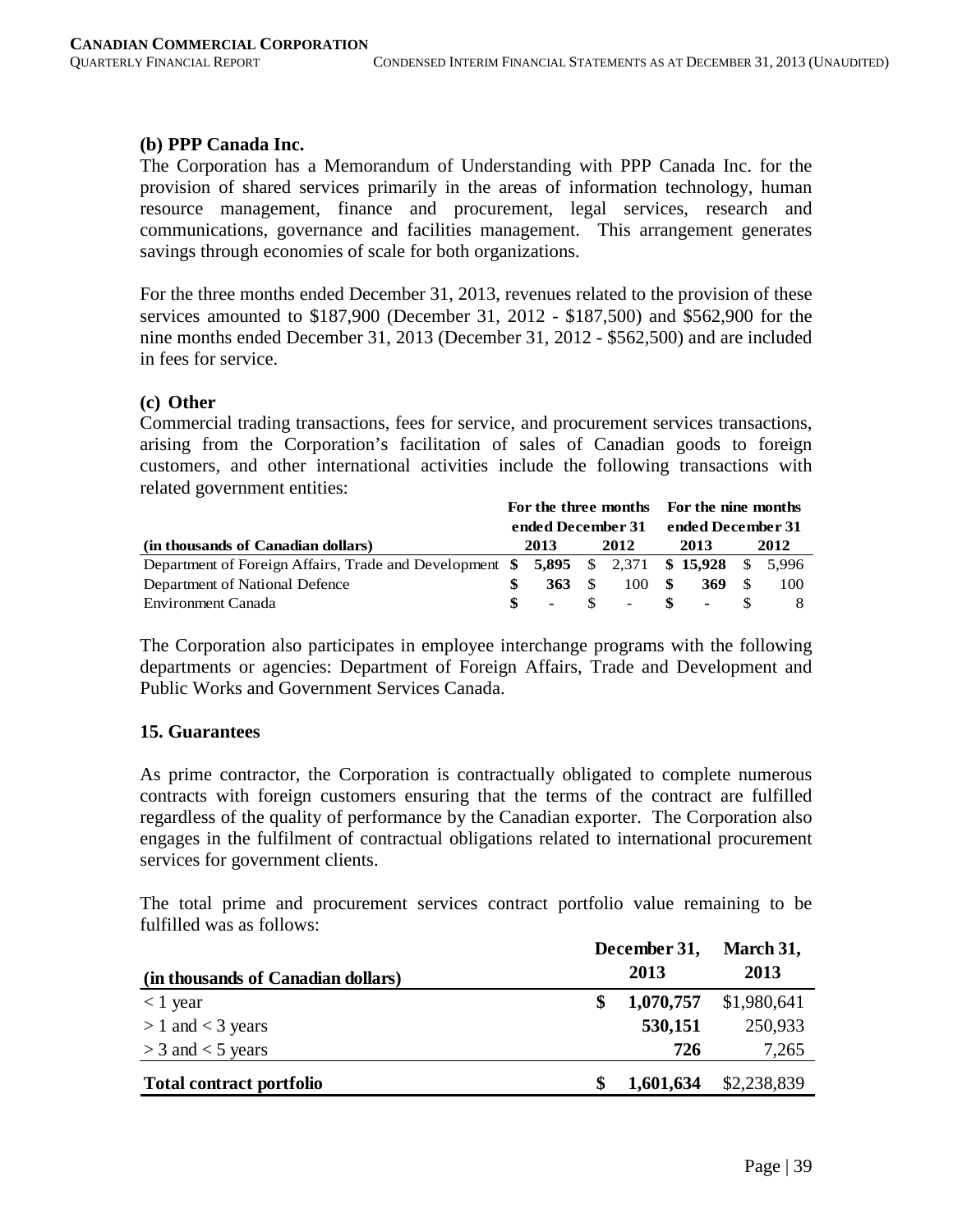### (b) PPP Canada Inc.

The Corporation has a Memorandum of Understanding with PPP Canada Inc. for the provision of shared services primarily in the areas of information technology, human resource management, finance and procurement, legal services, research and communications, governance and facilities management. This arrangement generates savings through economies of scale for both organizations.

For the three months ended December 31, 2013, revenues related to the provision of these services amounted to $187,900 (December 31, 2012 - $187,500) and $562,900 for the nine months ended December 31, 2013 (December 31, 2012 - $562,500) and are included in fees for service.

### (c) Other

Commercial trading transactions, fees for service, and procurement services transactions, arising from the Corporation's facilitation of sales of Canadian goods to foreign customers, and other international activities include the following transactions with related government entities:

| (in thousands of Canadian dollars) | For the three months ended December 31 | | For the nine months ended December 31 | |
|---|---|---|---|---|
| | **2013** | **2012** | **2013** | **2012** |
| Department of Foreign Affairs, Trade and Development | **$ 5,895** | $ 2,371 | **$ 15,928** | $ 5,996 |
| Department of National Defence | **$ 363** | $ 100 | **$ 369** | $ 100 |
| Environment Canada | **$ -** | $ - | **$ -** | $ 8 |

The Corporation also participates in employee interchange programs with the following departments or agencies: Department of Foreign Affairs, Trade and Development and Public Works and Government Services Canada.

## 15. Guarantees

As prime contractor, the Corporation is contractually obligated to complete numerous contracts with foreign customers ensuring that the terms of the contract are fulfilled regardless of the quality of performance by the Canadian exporter. The Corporation also engages in the fulfilment of contractual obligations related to international procurement services for government clients.

The total prime and procurement services contract portfolio value remaining to be fulfilled was as follows:

| (in thousands of Canadian dollars) | December 31, 2013 | March 31, 2013 |
|---|---|---|
| < 1 year | **$ 1,070,757** | $1,980,641 |
| > 1 and < 3 years | **530,151** | 250,933 |
| > 3 and < 5 years | **726** | 7,265 |
| **Total contract portfolio** | **$ 1,601,634** | $2,238,839 |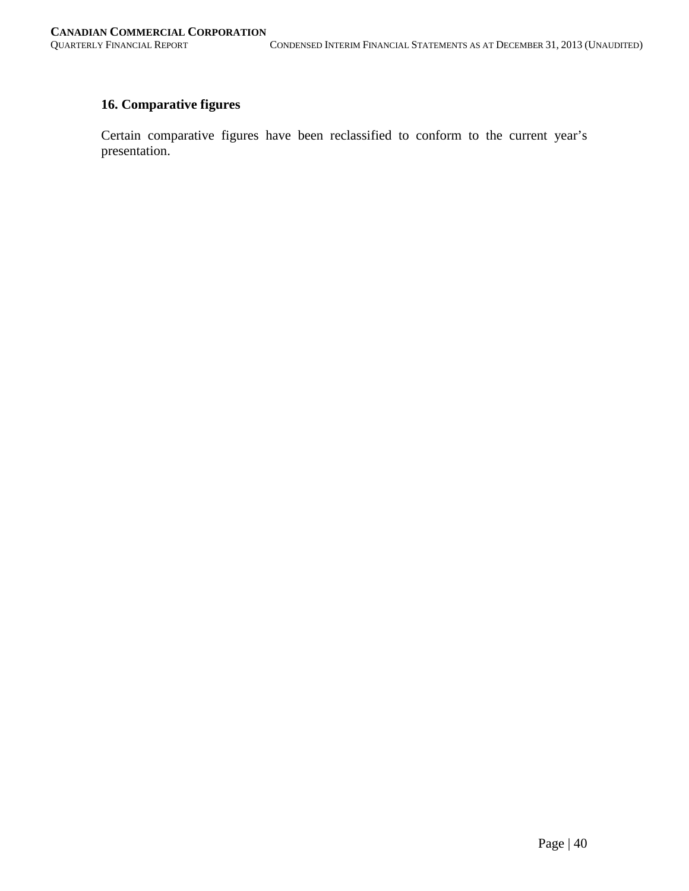### 16. Comparative figures

Certain comparative figures have been reclassified to conform to the current year's presentation.